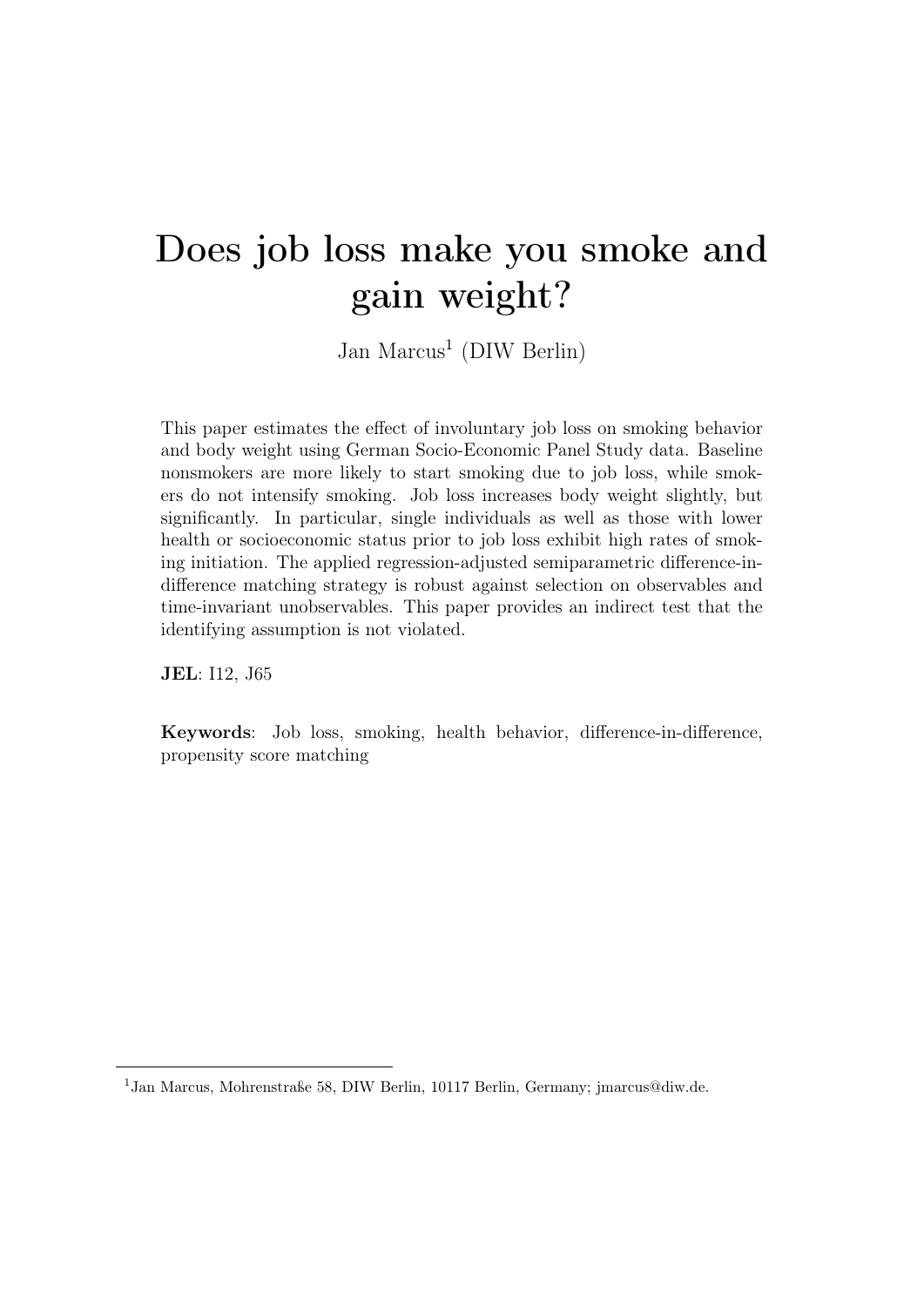# Does job loss make you smoke and gain weight?

Jan Marcus[1] (DIW Berlin)

This paper estimates the effect of involuntary job loss on smoking behavior and body weight using German Socio-Economic Panel Study data. Baseline nonsmokers are more likely to start smoking due to job loss, while smokers do not intensify smoking. Job loss increases body weight slightly, but significantly. In particular, single individuals as well as those with lower health or socioeconomic status prior to job loss exhibit high rates of smoking initiation. The applied regression-adjusted semiparametric difference-in-difference matching strategy is robust against selection on observables and time-invariant unobservables. This paper provides an indirect test that the identifying assumption is not violated.

**JEL**: I12, J65

**Keywords**: Job loss, smoking, health behavior, difference-in-difference, propensity score matching

[1] Jan Marcus, Mohrenstraße 58, DIW Berlin, 10117 Berlin, Germany; jmarcus@diw.de.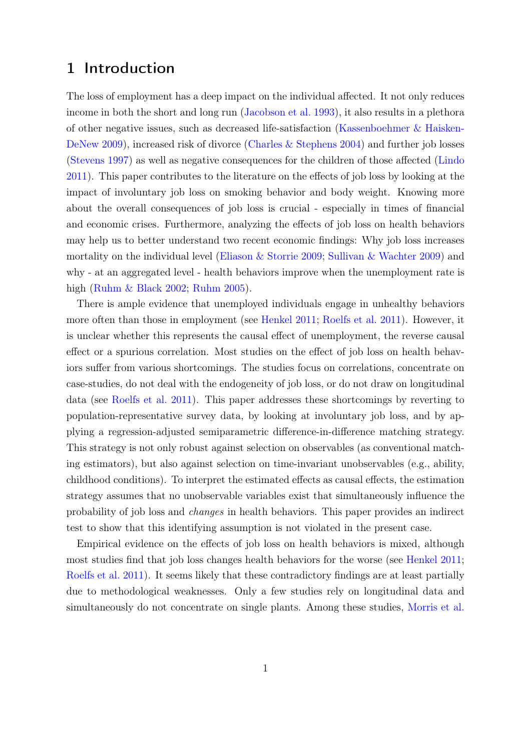# 1 Introduction

The loss of employment has a deep impact on the individual affected. It not only reduces income in both the short and long run (Jacobson et al. 1993), it also results in a plethora of other negative issues, such as decreased life-satisfaction (Kassenboehmer & Haisken-DeNew 2009), increased risk of divorce (Charles & Stephens 2004) and further job losses (Stevens 1997) as well as negative consequences for the children of those affected (Lindo 2011). This paper contributes to the literature on the effects of job loss by looking at the impact of involuntary job loss on smoking behavior and body weight. Knowing more about the overall consequences of job loss is crucial - especially in times of financial and economic crises. Furthermore, analyzing the effects of job loss on health behaviors may help us to better understand two recent economic findings: Why job loss increases mortality on the individual level (Eliason & Storrie 2009; Sullivan & Wachter 2009) and why - at an aggregated level - health behaviors improve when the unemployment rate is high (Ruhm & Black 2002; Ruhm 2005).

There is ample evidence that unemployed individuals engage in unhealthy behaviors more often than those in employment (see Henkel 2011; Roelfs et al. 2011). However, it is unclear whether this represents the causal effect of unemployment, the reverse causal effect or a spurious correlation. Most studies on the effect of job loss on health behaviors suffer from various shortcomings. The studies focus on correlations, concentrate on case-studies, do not deal with the endogeneity of job loss, or do not draw on longitudinal data (see Roelfs et al. 2011). This paper addresses these shortcomings by reverting to population-representative survey data, by looking at involuntary job loss, and by applying a regression-adjusted semiparametric difference-in-difference matching strategy. This strategy is not only robust against selection on observables (as conventional matching estimators), but also against selection on time-invariant unobservables (e.g., ability, childhood conditions). To interpret the estimated effects as causal effects, the estimation strategy assumes that no unobservable variables exist that simultaneously influence the probability of job loss and *changes* in health behaviors. This paper provides an indirect test to show that this identifying assumption is not violated in the present case.

Empirical evidence on the effects of job loss on health behaviors is mixed, although most studies find that job loss changes health behaviors for the worse (see Henkel 2011; Roelfs et al. 2011). It seems likely that these contradictory findings are at least partially due to methodological weaknesses. Only a few studies rely on longitudinal data and simultaneously do not concentrate on single plants. Among these studies, Morris et al.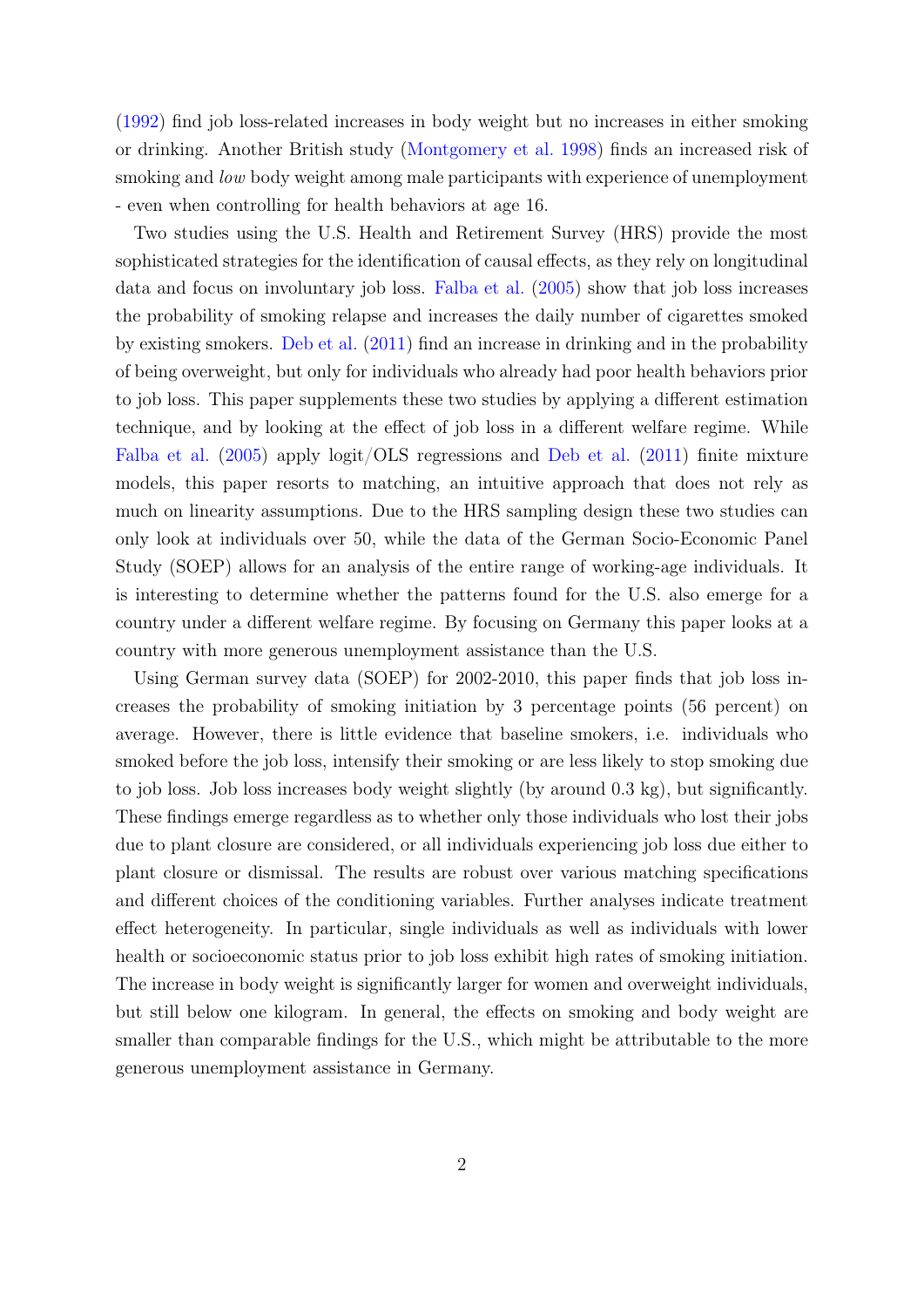(1992) find job loss-related increases in body weight but no increases in either smoking or drinking. Another British study (Montgomery et al. 1998) finds an increased risk of smoking and *low* body weight among male participants with experience of unemployment - even when controlling for health behaviors at age 16.

Two studies using the U.S. Health and Retirement Survey (HRS) provide the most sophisticated strategies for the identification of causal effects, as they rely on longitudinal data and focus on involuntary job loss. Falba et al. (2005) show that job loss increases the probability of smoking relapse and increases the daily number of cigarettes smoked by existing smokers. Deb et al. (2011) find an increase in drinking and in the probability of being overweight, but only for individuals who already had poor health behaviors prior to job loss. This paper supplements these two studies by applying a different estimation technique, and by looking at the effect of job loss in a different welfare regime. While Falba et al. (2005) apply logit/OLS regressions and Deb et al. (2011) finite mixture models, this paper resorts to matching, an intuitive approach that does not rely as much on linearity assumptions. Due to the HRS sampling design these two studies can only look at individuals over 50, while the data of the German Socio-Economic Panel Study (SOEP) allows for an analysis of the entire range of working-age individuals. It is interesting to determine whether the patterns found for the U.S. also emerge for a country under a different welfare regime. By focusing on Germany this paper looks at a country with more generous unemployment assistance than the U.S.

Using German survey data (SOEP) for 2002-2010, this paper finds that job loss increases the probability of smoking initiation by 3 percentage points (56 percent) on average. However, there is little evidence that baseline smokers, i.e. individuals who smoked before the job loss, intensify their smoking or are less likely to stop smoking due to job loss. Job loss increases body weight slightly (by around 0.3 kg), but significantly. These findings emerge regardless as to whether only those individuals who lost their jobs due to plant closure are considered, or all individuals experiencing job loss due either to plant closure or dismissal. The results are robust over various matching specifications and different choices of the conditioning variables. Further analyses indicate treatment effect heterogeneity. In particular, single individuals as well as individuals with lower health or socioeconomic status prior to job loss exhibit high rates of smoking initiation. The increase in body weight is significantly larger for women and overweight individuals, but still below one kilogram. In general, the effects on smoking and body weight are smaller than comparable findings for the U.S., which might be attributable to the more generous unemployment assistance in Germany.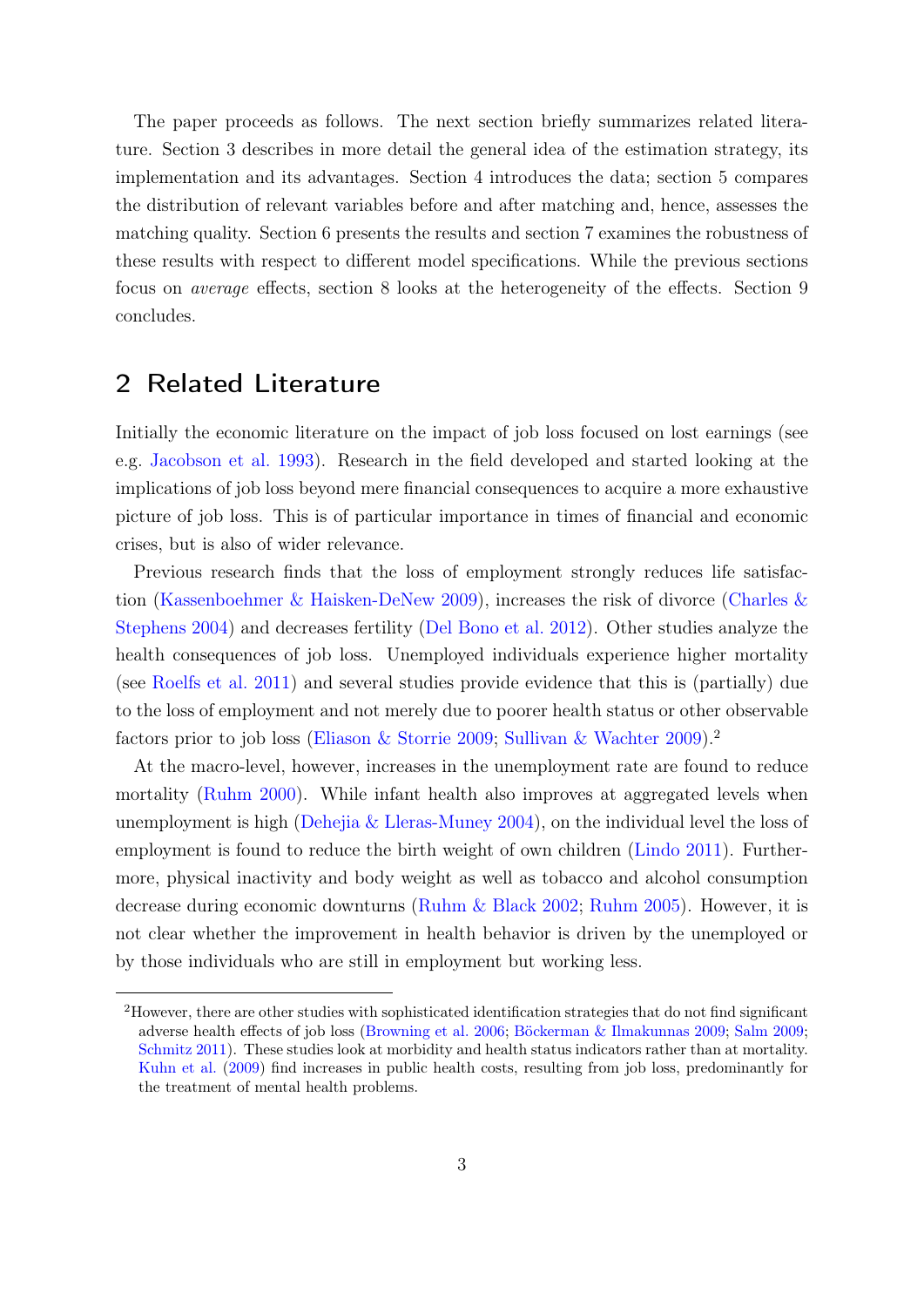The paper proceeds as follows. The next section briefly summarizes related literature. Section 3 describes in more detail the general idea of the estimation strategy, its implementation and its advantages. Section 4 introduces the data; section 5 compares the distribution of relevant variables before and after matching and, hence, assesses the matching quality. Section 6 presents the results and section 7 examines the robustness of these results with respect to different model specifications. While the previous sections focus on *average* effects, section 8 looks at the heterogeneity of the effects. Section 9 concludes.

## 2 Related Literature

Initially the economic literature on the impact of job loss focused on lost earnings (see e.g. Jacobson et al. 1993). Research in the field developed and started looking at the implications of job loss beyond mere financial consequences to acquire a more exhaustive picture of job loss. This is of particular importance in times of financial and economic crises, but is also of wider relevance.

Previous research finds that the loss of employment strongly reduces life satisfaction (Kassenboehmer & Haisken-DeNew 2009), increases the risk of divorce (Charles & Stephens 2004) and decreases fertility (Del Bono et al. 2012). Other studies analyze the health consequences of job loss. Unemployed individuals experience higher mortality (see Roelfs et al. 2011) and several studies provide evidence that this is (partially) due to the loss of employment and not merely due to poorer health status or other observable factors prior to job loss (Eliason & Storrie 2009; Sullivan & Wachter 2009).[2]

At the macro-level, however, increases in the unemployment rate are found to reduce mortality (Ruhm 2000). While infant health also improves at aggregated levels when unemployment is high (Dehejia & Lleras-Muney 2004), on the individual level the loss of employment is found to reduce the birth weight of own children (Lindo 2011). Furthermore, physical inactivity and body weight as well as tobacco and alcohol consumption decrease during economic downturns (Ruhm & Black 2002; Ruhm 2005). However, it is not clear whether the improvement in health behavior is driven by the unemployed or by those individuals who are still in employment but working less.

[2] However, there are other studies with sophisticated identification strategies that do not find significant adverse health effects of job loss (Browning et al. 2006; Böckerman & Ilmakunnas 2009; Salm 2009; Schmitz 2011). These studies look at morbidity and health status indicators rather than at mortality. Kuhn et al. (2009) find increases in public health costs, resulting from job loss, predominantly for the treatment of mental health problems.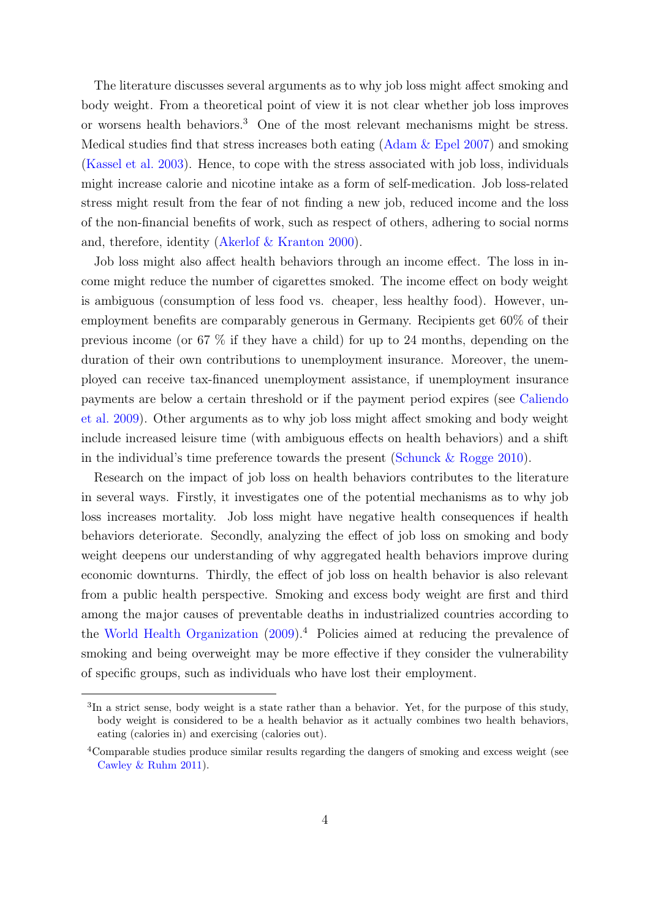The literature discusses several arguments as to why job loss might affect smoking and body weight. From a theoretical point of view it is not clear whether job loss improves or worsens health behaviors.[3] One of the most relevant mechanisms might be stress. Medical studies find that stress increases both eating (Adam & Epel 2007) and smoking (Kassel et al. 2003). Hence, to cope with the stress associated with job loss, individuals might increase calorie and nicotine intake as a form of self-medication. Job loss-related stress might result from the fear of not finding a new job, reduced income and the loss of the non-financial benefits of work, such as respect of others, adhering to social norms and, therefore, identity (Akerlof & Kranton 2000).

Job loss might also affect health behaviors through an income effect. The loss in income might reduce the number of cigarettes smoked. The income effect on body weight is ambiguous (consumption of less food vs. cheaper, less healthy food). However, unemployment benefits are comparably generous in Germany. Recipients get 60% of their previous income (or 67 % if they have a child) for up to 24 months, depending on the duration of their own contributions to unemployment insurance. Moreover, the unemployed can receive tax-financed unemployment assistance, if unemployment insurance payments are below a certain threshold or if the payment period expires (see Caliendo et al. 2009). Other arguments as to why job loss might affect smoking and body weight include increased leisure time (with ambiguous effects on health behaviors) and a shift in the individual's time preference towards the present (Schunck & Rogge 2010).

Research on the impact of job loss on health behaviors contributes to the literature in several ways. Firstly, it investigates one of the potential mechanisms as to why job loss increases mortality. Job loss might have negative health consequences if health behaviors deteriorate. Secondly, analyzing the effect of job loss on smoking and body weight deepens our understanding of why aggregated health behaviors improve during economic downturns. Thirdly, the effect of job loss on health behavior is also relevant from a public health perspective. Smoking and excess body weight are first and third among the major causes of preventable deaths in industrialized countries according to the World Health Organization (2009).[4] Policies aimed at reducing the prevalence of smoking and being overweight may be more effective if they consider the vulnerability of specific groups, such as individuals who have lost their employment.

---

[3] In a strict sense, body weight is a state rather than a behavior. Yet, for the purpose of this study, body weight is considered to be a health behavior as it actually combines two health behaviors, eating (calories in) and exercising (calories out).

[4] Comparable studies produce similar results regarding the dangers of smoking and excess weight (see Cawley & Ruhm 2011).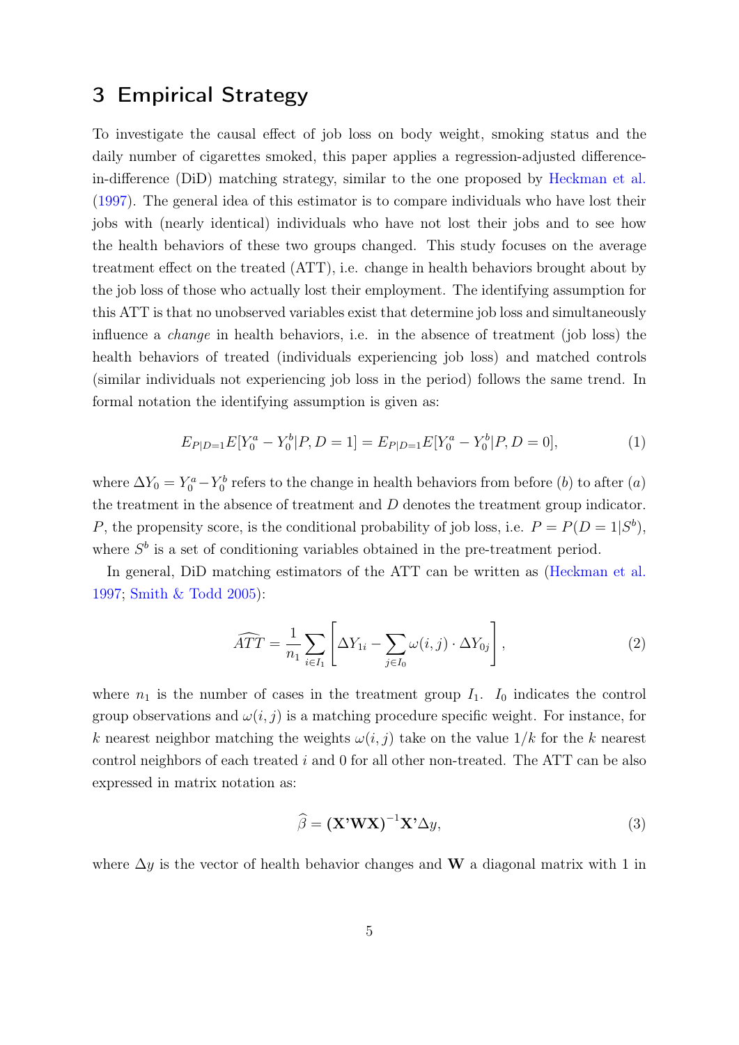## 3 Empirical Strategy

To investigate the causal effect of job loss on body weight, smoking status and the daily number of cigarettes smoked, this paper applies a regression-adjusted difference-in-difference (DiD) matching strategy, similar to the one proposed by Heckman et al. (1997). The general idea of this estimator is to compare individuals who have lost their jobs with (nearly identical) individuals who have not lost their jobs and to see how the health behaviors of these two groups changed. This study focuses on the average treatment effect on the treated (ATT), i.e. change in health behaviors brought about by the job loss of those who actually lost their employment. The identifying assumption for this ATT is that no unobserved variables exist that determine job loss and simultaneously influence a *change* in health behaviors, i.e. in the absence of treatment (job loss) the health behaviors of treated (individuals experiencing job loss) and matched controls (similar individuals not experiencing job loss in the period) follows the same trend. In formal notation the identifying assumption is given as:

$$E_{P|D=1}E[Y_0^a - Y_0^b|P, D = 1] = E_{P|D=1}E[Y_0^a - Y_0^b|P, D = 0], \tag{1}$$

where $\Delta Y_0 = Y_0^a - Y_0^b$ refers to the change in health behaviors from before ($b$) to after ($a$) the treatment in the absence of treatment and $D$ denotes the treatment group indicator. $P$, the propensity score, is the conditional probability of job loss, i.e. $P = P(D = 1|S^b)$, where $S^b$ is a set of conditioning variables obtained in the pre-treatment period.

In general, DiD matching estimators of the ATT can be written as (Heckman et al. 1997; Smith & Todd 2005):

$$\widehat{ATT} = \frac{1}{n_1}\sum_{i \in I_1}\left[\Delta Y_{1i} - \sum_{j \in I_0}\omega(i,j) \cdot \Delta Y_{0j}\right], \tag{2}$$

where $n_1$ is the number of cases in the treatment group $I_1$. $I_0$ indicates the control group observations and $\omega(i, j)$ is a matching procedure specific weight. For instance, for $k$ nearest neighbor matching the weights $\omega(i, j)$ take on the value $1/k$ for the $k$ nearest control neighbors of each treated $i$ and 0 for all other non-treated. The ATT can be also expressed in matrix notation as:

$$\widehat{\beta} = \left(\mathbf{X'WX}\right)^{-1}\mathbf{X'}\Delta y, \tag{3}$$

where $\Delta y$ is the vector of health behavior changes and $\mathbf{W}$ a diagonal matrix with 1 in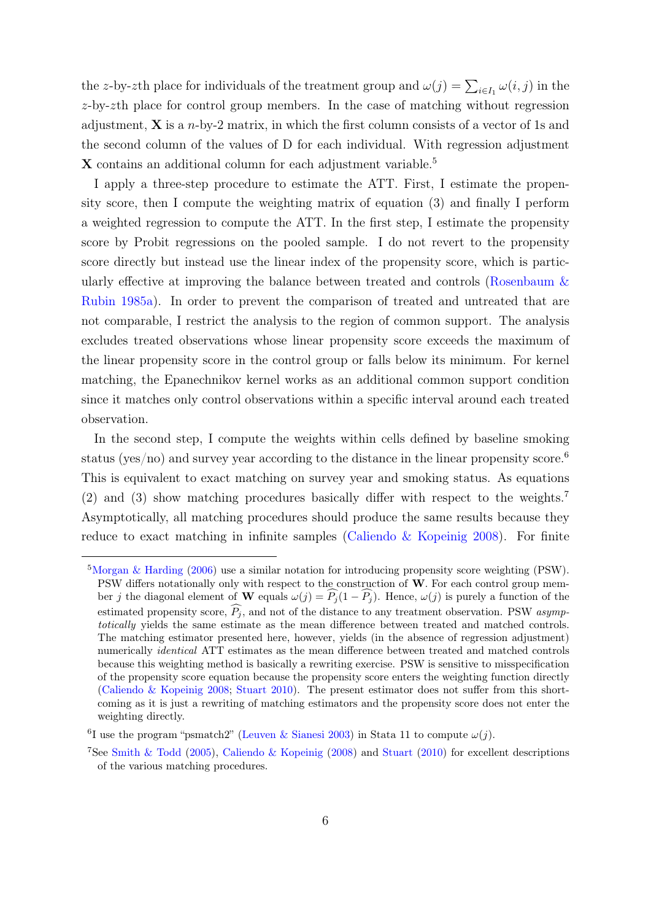the $z$-by-$z$th place for individuals of the treatment group and $\omega(j) = \sum_{i \in I_1} \omega(i,j)$ in the $z$-by-$z$th place for control group members. In the case of matching without regression adjustment, $\mathbf{X}$ is a $n$-by-2 matrix, in which the first column consists of a vector of 1s and the second column of the values of D for each individual. With regression adjustment $\mathbf{X}$ contains an additional column for each adjustment variable.[5]

I apply a three-step procedure to estimate the ATT. First, I estimate the propensity score, then I compute the weighting matrix of equation (3) and finally I perform a weighted regression to compute the ATT. In the first step, I estimate the propensity score by Probit regressions on the pooled sample. I do not revert to the propensity score directly but instead use the linear index of the propensity score, which is particularly effective at improving the balance between treated and controls (Rosenbaum & Rubin 1985a). In order to prevent the comparison of treated and untreated that are not comparable, I restrict the analysis to the region of common support. The analysis excludes treated observations whose linear propensity score exceeds the maximum of the linear propensity score in the control group or falls below its minimum. For kernel matching, the Epanechnikov kernel works as an additional common support condition since it matches only control observations within a specific interval around each treated observation.

In the second step, I compute the weights within cells defined by baseline smoking status (yes/no) and survey year according to the distance in the linear propensity score.[6] This is equivalent to exact matching on survey year and smoking status. As equations (2) and (3) show matching procedures basically differ with respect to the weights.[7] Asymptotically, all matching procedures should produce the same results because they reduce to exact matching in infinite samples (Caliendo & Kopeinig 2008). For finite

---

[5] Morgan & Harding (2006) use a similar notation for introducing propensity score weighting (PSW). PSW differs notationally only with respect to the construction of $\mathbf{W}$. For each control group member $j$ the diagonal element of $\mathbf{W}$ equals $\omega(j) = \widehat{P_j}(1 - \widehat{P_j})$. Hence, $\omega(j)$ is purely a function of the estimated propensity score, $\widehat{P_j}$, and not of the distance to any treatment observation. PSW *asymptotically* yields the same estimate as the mean difference between treated and matched controls. The matching estimator presented here, however, yields (in the absence of regression adjustment) numerically *identical* ATT estimates as the mean difference between treated and matched controls because this weighting method is basically a rewriting exercise. PSW is sensitive to misspecification of the propensity score equation because the propensity score enters the weighting function directly (Caliendo & Kopeinig 2008; Stuart 2010). The present estimator does not suffer from this shortcoming as it is just a rewriting of matching estimators and the propensity score does not enter the weighting directly.

[6] I use the program "psmatch2" (Leuven & Sianesi 2003) in Stata 11 to compute $\omega(j)$.

[7] See Smith & Todd (2005), Caliendo & Kopeinig (2008) and Stuart (2010) for excellent descriptions of the various matching procedures.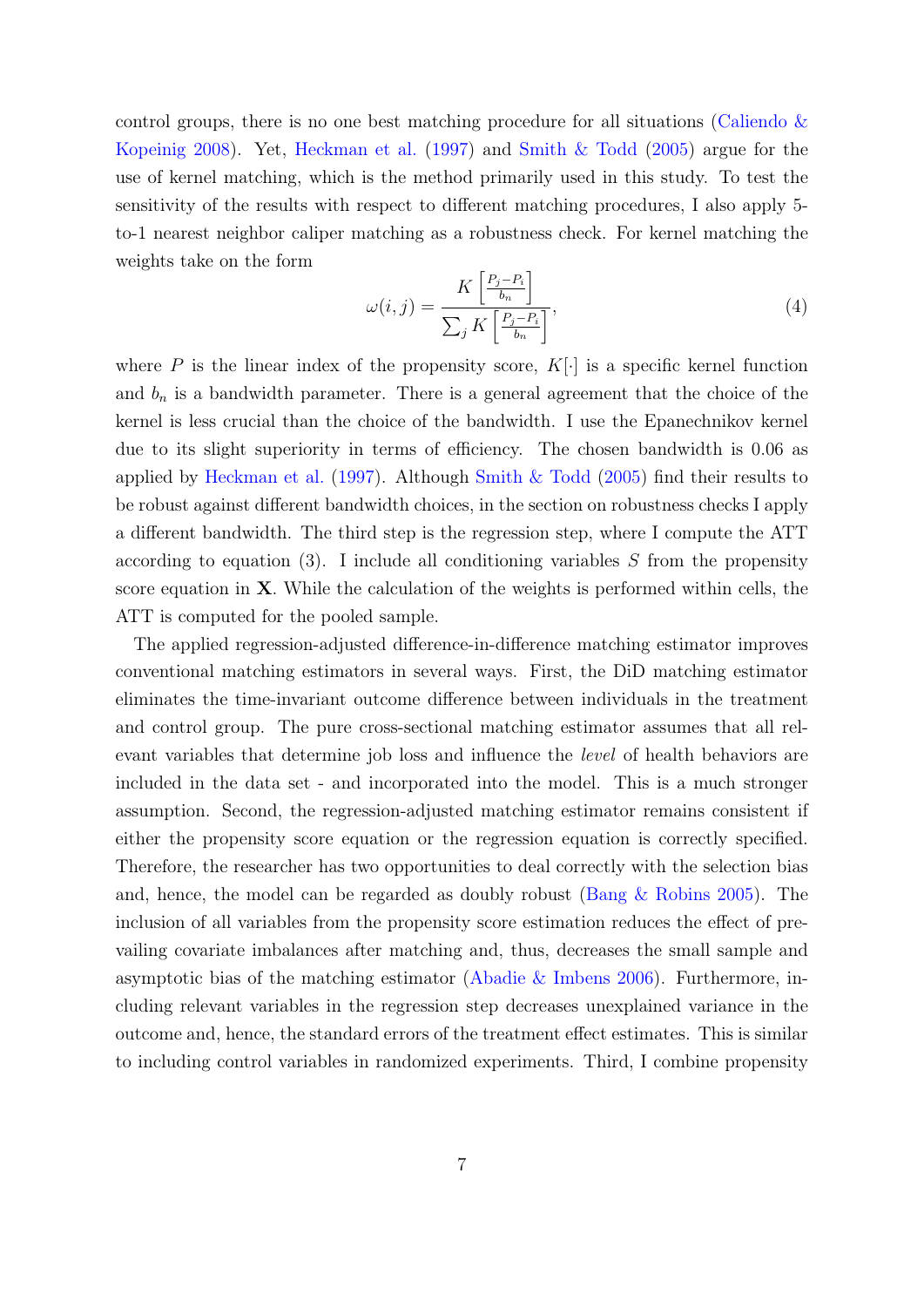control groups, there is no one best matching procedure for all situations (Caliendo & Kopeinig 2008). Yet, Heckman et al. (1997) and Smith & Todd (2005) argue for the use of kernel matching, which is the method primarily used in this study. To test the sensitivity of the results with respect to different matching procedures, I also apply 5-to-1 nearest neighbor caliper matching as a robustness check. For kernel matching the weights take on the form

$$\omega(i,j) = \frac{K\left[\frac{P_j - P_i}{b_n}\right]}{\sum_j K\left[\frac{P_j - P_i}{b_n}\right]}, \tag{4}$$

where $P$ is the linear index of the propensity score, $K[\cdot]$ is a specific kernel function and $b_n$ is a bandwidth parameter. There is a general agreement that the choice of the kernel is less crucial than the choice of the bandwidth. I use the Epanechnikov kernel due to its slight superiority in terms of efficiency. The chosen bandwidth is 0.06 as applied by Heckman et al. (1997). Although Smith & Todd (2005) find their results to be robust against different bandwidth choices, in the section on robustness checks I apply a different bandwidth. The third step is the regression step, where I compute the ATT according to equation (3). I include all conditioning variables $S$ from the propensity score equation in $\mathbf{X}$. While the calculation of the weights is performed within cells, the ATT is computed for the pooled sample.

The applied regression-adjusted difference-in-difference matching estimator improves conventional matching estimators in several ways. First, the DiD matching estimator eliminates the time-invariant outcome difference between individuals in the treatment and control group. The pure cross-sectional matching estimator assumes that all relevant variables that determine job loss and influence the *level* of health behaviors are included in the data set - and incorporated into the model. This is a much stronger assumption. Second, the regression-adjusted matching estimator remains consistent if either the propensity score equation or the regression equation is correctly specified. Therefore, the researcher has two opportunities to deal correctly with the selection bias and, hence, the model can be regarded as doubly robust (Bang & Robins 2005). The inclusion of all variables from the propensity score estimation reduces the effect of prevailing covariate imbalances after matching and, thus, decreases the small sample and asymptotic bias of the matching estimator (Abadie & Imbens 2006). Furthermore, including relevant variables in the regression step decreases unexplained variance in the outcome and, hence, the standard errors of the treatment effect estimates. This is similar to including control variables in randomized experiments. Third, I combine propensity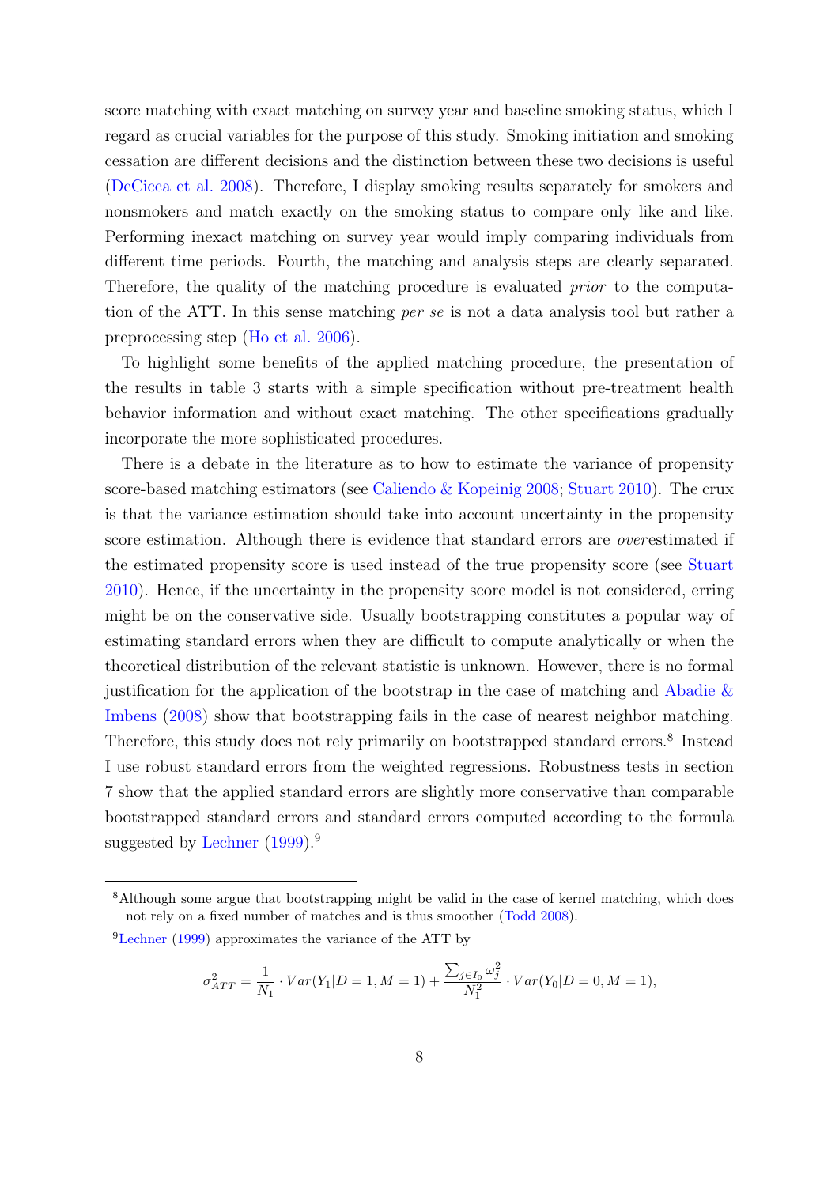score matching with exact matching on survey year and baseline smoking status, which I regard as crucial variables for the purpose of this study. Smoking initiation and smoking cessation are different decisions and the distinction between these two decisions is useful (DeCicca et al. 2008). Therefore, I display smoking results separately for smokers and nonsmokers and match exactly on the smoking status to compare only like and like. Performing inexact matching on survey year would imply comparing individuals from different time periods. Fourth, the matching and analysis steps are clearly separated. Therefore, the quality of the matching procedure is evaluated *prior* to the computation of the ATT. In this sense matching *per se* is not a data analysis tool but rather a preprocessing step (Ho et al. 2006).

To highlight some benefits of the applied matching procedure, the presentation of the results in table 3 starts with a simple specification without pre-treatment health behavior information and without exact matching. The other specifications gradually incorporate the more sophisticated procedures.

There is a debate in the literature as to how to estimate the variance of propensity score-based matching estimators (see Caliendo & Kopeinig 2008; Stuart 2010). The crux is that the variance estimation should take into account uncertainty in the propensity score estimation. Although there is evidence that standard errors are *over*estimated if the estimated propensity score is used instead of the true propensity score (see Stuart 2010). Hence, if the uncertainty in the propensity score model is not considered, erring might be on the conservative side. Usually bootstrapping constitutes a popular way of estimating standard errors when they are difficult to compute analytically or when the theoretical distribution of the relevant statistic is unknown. However, there is no formal justification for the application of the bootstrap in the case of matching and Abadie & Imbens (2008) show that bootstrapping fails in the case of nearest neighbor matching. Therefore, this study does not rely primarily on bootstrapped standard errors.[8] Instead I use robust standard errors from the weighted regressions. Robustness tests in section 7 show that the applied standard errors are slightly more conservative than comparable bootstrapped standard errors and standard errors computed according to the formula suggested by Lechner (1999).[9]

---

[8] Although some argue that bootstrapping might be valid in the case of kernel matching, which does not rely on a fixed number of matches and is thus smoother (Todd 2008).

[9] Lechner (1999) approximates the variance of the ATT by

$$\sigma^2_{ATT} = \frac{1}{N_1} \cdot Var(Y_1|D=1, M=1) + \frac{\sum_{j \in I_0} \omega_j^2}{N_1^2} \cdot Var(Y_0|D=0, M=1),$$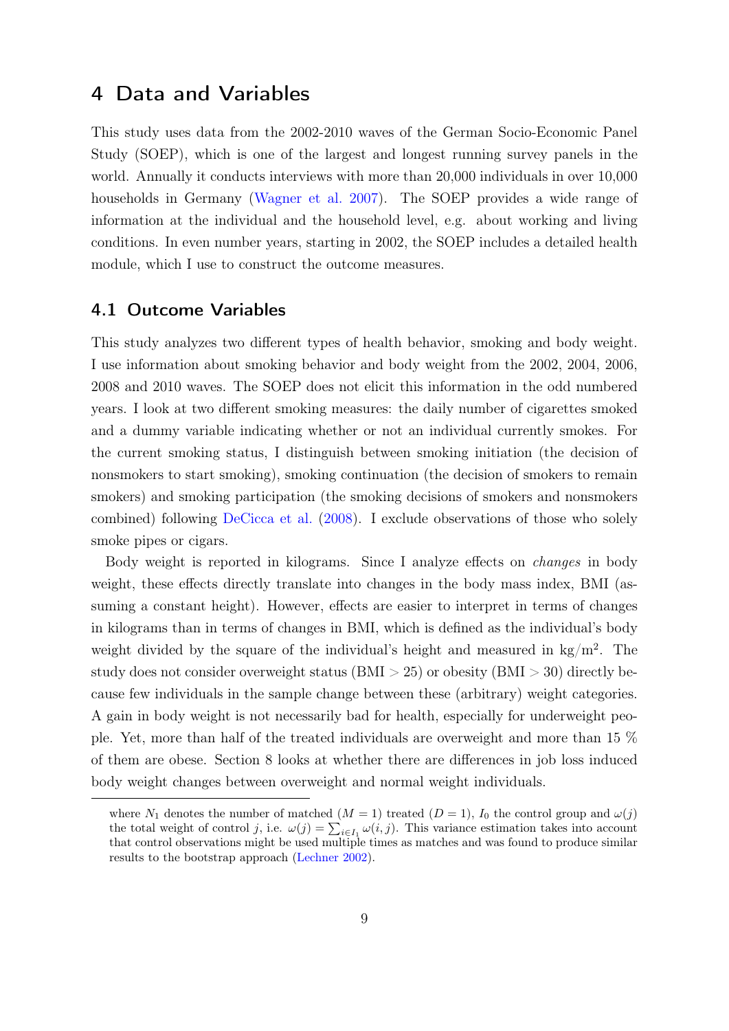# 4 Data and Variables

This study uses data from the 2002-2010 waves of the German Socio-Economic Panel Study (SOEP), which is one of the largest and longest running survey panels in the world. Annually it conducts interviews with more than 20,000 individuals in over 10,000 households in Germany (Wagner et al. 2007). The SOEP provides a wide range of information at the individual and the household level, e.g. about working and living conditions. In even number years, starting in 2002, the SOEP includes a detailed health module, which I use to construct the outcome measures.

## 4.1 Outcome Variables

This study analyzes two different types of health behavior, smoking and body weight. I use information about smoking behavior and body weight from the 2002, 2004, 2006, 2008 and 2010 waves. The SOEP does not elicit this information in the odd numbered years. I look at two different smoking measures: the daily number of cigarettes smoked and a dummy variable indicating whether or not an individual currently smokes. For the current smoking status, I distinguish between smoking initiation (the decision of nonsmokers to start smoking), smoking continuation (the decision of smokers to remain smokers) and smoking participation (the smoking decisions of smokers and nonsmokers combined) following DeCicca et al. (2008). I exclude observations of those who solely smoke pipes or cigars.

Body weight is reported in kilograms. Since I analyze effects on *changes* in body weight, these effects directly translate into changes in the body mass index, BMI (assuming a constant height). However, effects are easier to interpret in terms of changes in kilograms than in terms of changes in BMI, which is defined as the individual's body weight divided by the square of the individual's height and measured in kg/m$^2$. The study does not consider overweight status (BMI $> 25$) or obesity (BMI $> 30$) directly because few individuals in the sample change between these (arbitrary) weight categories. A gain in body weight is not necessarily bad for health, especially for underweight people. Yet, more than half of the treated individuals are overweight and more than 15 % of them are obese. Section 8 looks at whether there are differences in job loss induced body weight changes between overweight and normal weight individuals.

---

where $N_1$ denotes the number of matched ($M = 1$) treated ($D = 1$), $I_0$ the control group and $\omega(j)$ the total weight of control $j$, i.e. $\omega(j) = \sum_{i \in I_1} \omega(i, j)$. This variance estimation takes into account that control observations might be used multiple times as matches and was found to produce similar results to the bootstrap approach (Lechner 2002).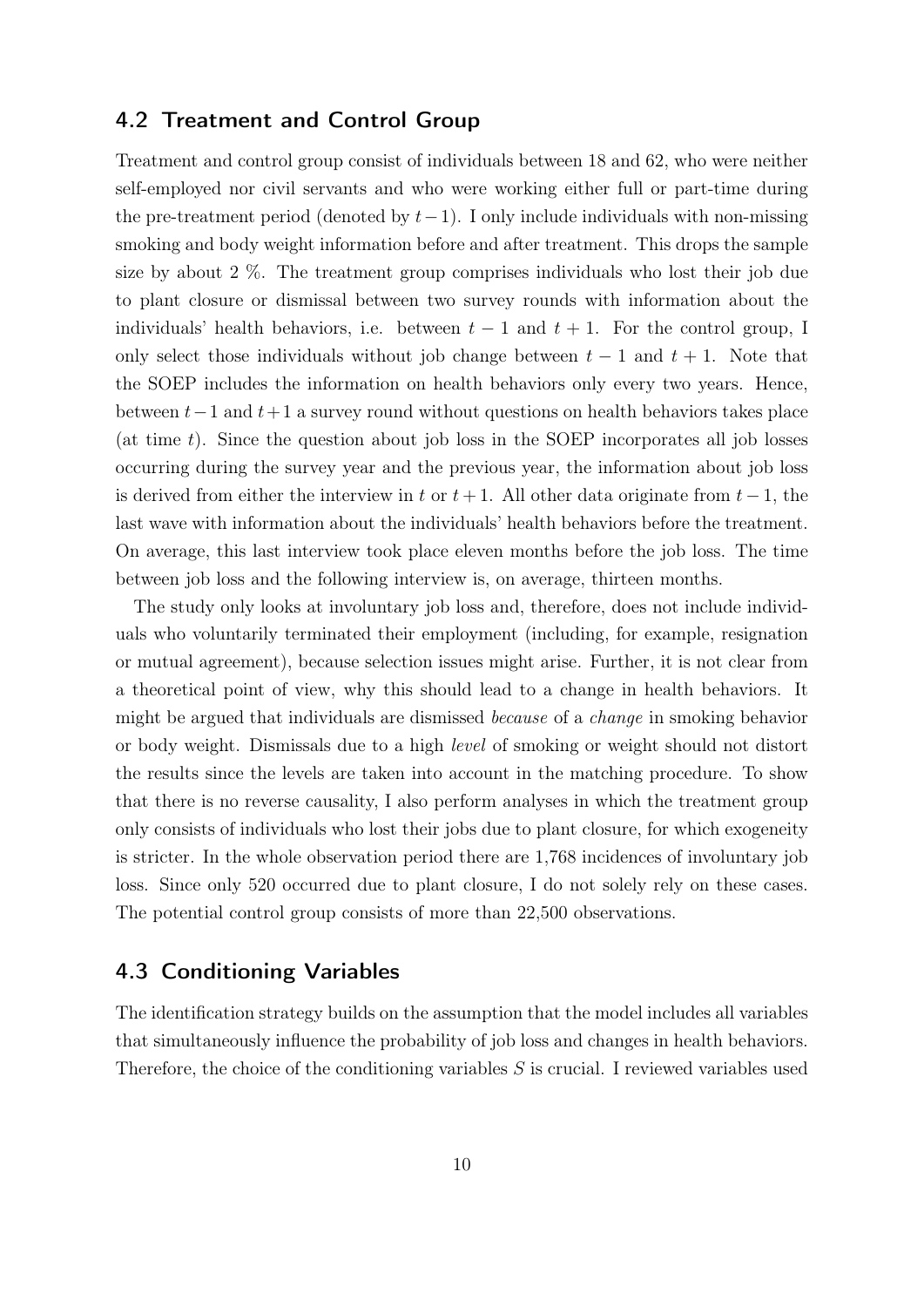## 4.2 Treatment and Control Group

Treatment and control group consist of individuals between 18 and 62, who were neither self-employed nor civil servants and who were working either full or part-time during the pre-treatment period (denoted by $t-1$). I only include individuals with non-missing smoking and body weight information before and after treatment. This drops the sample size by about 2 %. The treatment group comprises individuals who lost their job due to plant closure or dismissal between two survey rounds with information about the individuals' health behaviors, i.e. between $t-1$ and $t+1$. For the control group, I only select those individuals without job change between $t-1$ and $t+1$. Note that the SOEP includes the information on health behaviors only every two years. Hence, between $t-1$ and $t+1$ a survey round without questions on health behaviors takes place (at time $t$). Since the question about job loss in the SOEP incorporates all job losses occurring during the survey year and the previous year, the information about job loss is derived from either the interview in $t$ or $t+1$. All other data originate from $t-1$, the last wave with information about the individuals' health behaviors before the treatment. On average, this last interview took place eleven months before the job loss. The time between job loss and the following interview is, on average, thirteen months.

The study only looks at involuntary job loss and, therefore, does not include individuals who voluntarily terminated their employment (including, for example, resignation or mutual agreement), because selection issues might arise. Further, it is not clear from a theoretical point of view, why this should lead to a change in health behaviors. It might be argued that individuals are dismissed *because* of a *change* in smoking behavior or body weight. Dismissals due to a high *level* of smoking or weight should not distort the results since the levels are taken into account in the matching procedure. To show that there is no reverse causality, I also perform analyses in which the treatment group only consists of individuals who lost their jobs due to plant closure, for which exogeneity is stricter. In the whole observation period there are 1,768 incidences of involuntary job loss. Since only 520 occurred due to plant closure, I do not solely rely on these cases. The potential control group consists of more than 22,500 observations.

## 4.3 Conditioning Variables

The identification strategy builds on the assumption that the model includes all variables that simultaneously influence the probability of job loss and changes in health behaviors. Therefore, the choice of the conditioning variables $S$ is crucial. I reviewed variables used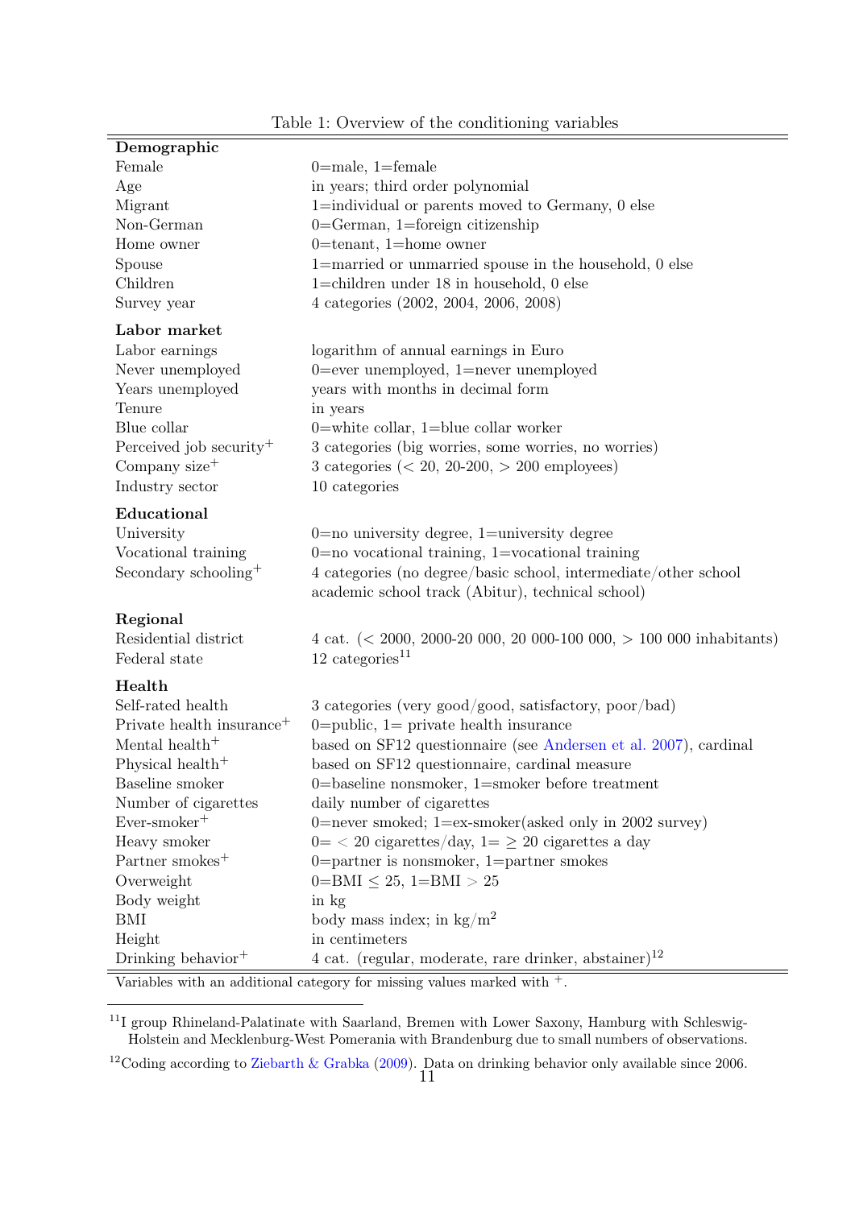Table 1: Overview of the conditioning variables

| | |
|---|---|
| **Demographic** | |
| Female | 0=male, 1=female |
| Age | in years; third order polynomial |
| Migrant | 1=individual or parents moved to Germany, 0 else |
| Non-German | 0=German, 1=foreign citizenship |
| Home owner | 0=tenant, 1=home owner |
| Spouse | 1=married or unmarried spouse in the household, 0 else |
| Children | 1=children under 18 in household, 0 else |
| Survey year | 4 categories (2002, 2004, 2006, 2008) |
| **Labor market** | |
| Labor earnings | logarithm of annual earnings in Euro |
| Never unemployed | 0=ever unemployed, 1=never unemployed |
| Years unemployed | years with months in decimal form |
| Tenure | in years |
| Blue collar | 0=white collar, 1=blue collar worker |
| Perceived job security$^+$ | 3 categories (big worries, some worries, no worries) |
| Company size$^+$ | 3 categories ($<$ 20, 20-200, $>$ 200 employees) |
| Industry sector | 10 categories |
| **Educational** | |
| University | 0=no university degree, 1=university degree |
| Vocational training | 0=no vocational training, 1=vocational training |
| Secondary schooling$^+$ | 4 categories (no degree/basic school, intermediate/other school academic school track (Abitur), technical school) |
| **Regional** | |
| Residential district | 4 cat. ($<$ 2000, 2000-20 000, 20 000-100 000, $>$ 100 000 inhabitants) |
| Federal state | 12 categories[11] |
| **Health** | |
| Self-rated health | 3 categories (very good/good, satisfactory, poor/bad) |
| Private health insurance$^+$ | 0=public, 1= private health insurance |
| Mental health$^+$ | based on SF12 questionnaire (see Andersen et al. 2007), cardinal |
| Physical health$^+$ | based on SF12 questionnaire, cardinal measure |
| Baseline smoker | 0=baseline nonsmoker, 1=smoker before treatment |
| Number of cigarettes | daily number of cigarettes |
| Ever-smoker$^+$ | 0=never smoked; 1=ex-smoker(asked only in 2002 survey) |
| Heavy smoker | 0= $<$ 20 cigarettes/day, 1= $\geq$ 20 cigarettes a day |
| Partner smokes$^+$ | 0=partner is nonsmoker, 1=partner smokes |
| Overweight | 0=BMI $\leq$ 25, 1=BMI $>$ 25 |
| Body weight | in kg |
| BMI | body mass index; in kg/m$^2$ |
| Height | in centimeters |
| Drinking behavior$^+$ | 4 cat. (regular, moderate, rare drinker, abstainer)[12] |

Variables with an additional category for missing values marked with $^+$.

[11] I group Rhineland-Palatinate with Saarland, Bremen with Lower Saxony, Hamburg with Schleswig-Holstein and Mecklenburg-West Pomerania with Brandenburg due to small numbers of observations.

[12] Coding according to Ziebarth & Grabka (2009). Data on drinking behavior only available since 2006.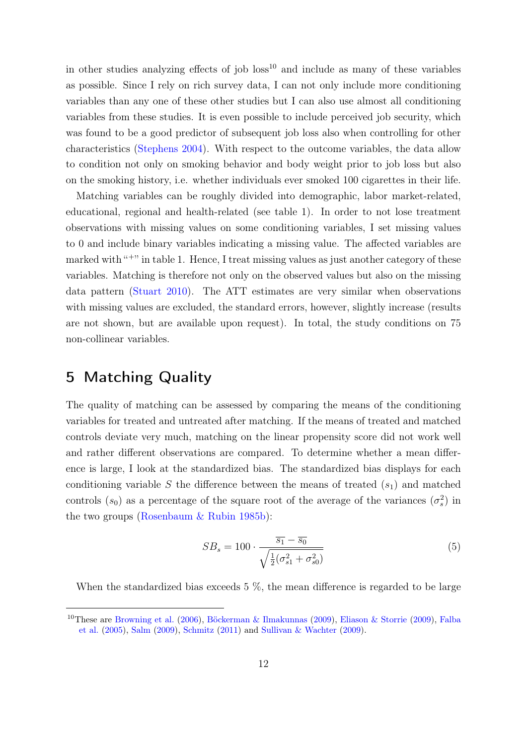in other studies analyzing effects of job loss[10] and include as many of these variables as possible. Since I rely on rich survey data, I can not only include more conditioning variables than any one of these other studies but I can also use almost all conditioning variables from these studies. It is even possible to include perceived job security, which was found to be a good predictor of subsequent job loss also when controlling for other characteristics (Stephens 2004). With respect to the outcome variables, the data allow to condition not only on smoking behavior and body weight prior to job loss but also on the smoking history, i.e. whether individuals ever smoked 100 cigarettes in their life.

Matching variables can be roughly divided into demographic, labor market-related, educational, regional and health-related (see table 1). In order to not lose treatment observations with missing values on some conditioning variables, I set missing values to 0 and include binary variables indicating a missing value. The affected variables are marked with "+" in table 1. Hence, I treat missing values as just another category of these variables. Matching is therefore not only on the observed values but also on the missing data pattern (Stuart 2010). The ATT estimates are very similar when observations with missing values are excluded, the standard errors, however, slightly increase (results are not shown, but are available upon request). In total, the study conditions on 75 non-collinear variables.

## 5 Matching Quality

The quality of matching can be assessed by comparing the means of the conditioning variables for treated and untreated after matching. If the means of treated and matched controls deviate very much, matching on the linear propensity score did not work well and rather different observations are compared. To determine whether a mean difference is large, I look at the standardized bias. The standardized bias displays for each conditioning variable $S$ the difference between the means of treated ($s_1$) and matched controls ($s_0$) as a percentage of the square root of the average of the variances ($\sigma_s^2$) in the two groups (Rosenbaum & Rubin 1985b):

$$SB_s = 100 \cdot \frac{\overline{s_1} - \overline{s_0}}{\sqrt{\frac{1}{2}(\sigma_{s1}^2 + \sigma_{s0}^2)}} \tag{5}$$

When the standardized bias exceeds 5 %, the mean difference is regarded to be large

[10]These are Browning et al. (2006), Böckerman & Ilmakunnas (2009), Eliason & Storrie (2009), Falba et al. (2005), Salm (2009), Schmitz (2011) and Sullivan & Wachter (2009).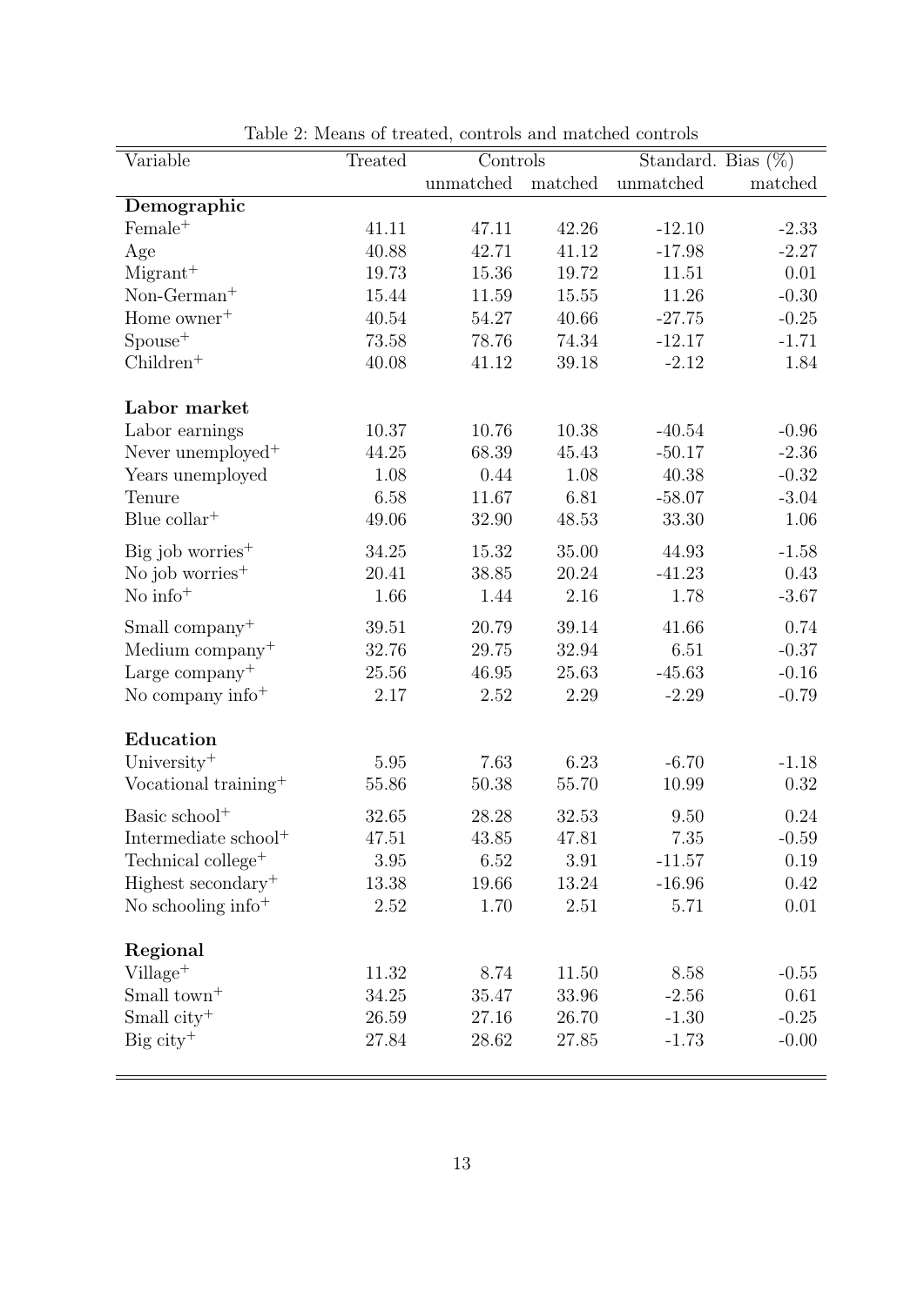Table 2: Means of treated, controls and matched controls

| Variable | Treated | Controls | | Standard. Bias (%) | |
|---|---|---|---|---|---|
| | | unmatched | matched | unmatched | matched |
| **Demographic** | | | | | |
| Female$^{+}$ | 41.11 | 47.11 | 42.26 | -12.10 | -2.33 |
| Age | 40.88 | 42.71 | 41.12 | -17.98 | -2.27 |
| Migrant$^{+}$ | 19.73 | 15.36 | 19.72 | 11.51 | 0.01 |
| Non-German$^{+}$ | 15.44 | 11.59 | 15.55 | 11.26 | -0.30 |
| Home owner$^{+}$ | 40.54 | 54.27 | 40.66 | -27.75 | -0.25 |
| Spouse$^{+}$ | 73.58 | 78.76 | 74.34 | -12.17 | -1.71 |
| Children$^{+}$ | 40.08 | 41.12 | 39.18 | -2.12 | 1.84 |
| **Labor market** | | | | | |
| Labor earnings | 10.37 | 10.76 | 10.38 | -40.54 | -0.96 |
| Never unemployed$^{+}$ | 44.25 | 68.39 | 45.43 | -50.17 | -2.36 |
| Years unemployed | 1.08 | 0.44 | 1.08 | 40.38 | -0.32 |
| Tenure | 6.58 | 11.67 | 6.81 | -58.07 | -3.04 |
| Blue collar$^{+}$ | 49.06 | 32.90 | 48.53 | 33.30 | 1.06 |
| Big job worries$^{+}$ | 34.25 | 15.32 | 35.00 | 44.93 | -1.58 |
| No job worries$^{+}$ | 20.41 | 38.85 | 20.24 | -41.23 | 0.43 |
| No info$^{+}$ | 1.66 | 1.44 | 2.16 | 1.78 | -3.67 |
| Small company$^{+}$ | 39.51 | 20.79 | 39.14 | 41.66 | 0.74 |
| Medium company$^{+}$ | 32.76 | 29.75 | 32.94 | 6.51 | -0.37 |
| Large company$^{+}$ | 25.56 | 46.95 | 25.63 | -45.63 | -0.16 |
| No company info$^{+}$ | 2.17 | 2.52 | 2.29 | -2.29 | -0.79 |
| **Education** | | | | | |
| University$^{+}$ | 5.95 | 7.63 | 6.23 | -6.70 | -1.18 |
| Vocational training$^{+}$ | 55.86 | 50.38 | 55.70 | 10.99 | 0.32 |
| Basic school$^{+}$ | 32.65 | 28.28 | 32.53 | 9.50 | 0.24 |
| Intermediate school$^{+}$ | 47.51 | 43.85 | 47.81 | 7.35 | -0.59 |
| Technical college$^{+}$ | 3.95 | 6.52 | 3.91 | -11.57 | 0.19 |
| Highest secondary$^{+}$ | 13.38 | 19.66 | 13.24 | -16.96 | 0.42 |
| No schooling info$^{+}$ | 2.52 | 1.70 | 2.51 | 5.71 | 0.01 |
| **Regional** | | | | | |
| Village$^{+}$ | 11.32 | 8.74 | 11.50 | 8.58 | -0.55 |
| Small town$^{+}$ | 34.25 | 35.47 | 33.96 | -2.56 | 0.61 |
| Small city$^{+}$ | 26.59 | 27.16 | 26.70 | -1.30 | -0.25 |
| Big city$^{+}$ | 27.84 | 28.62 | 27.85 | -1.73 | -0.00 |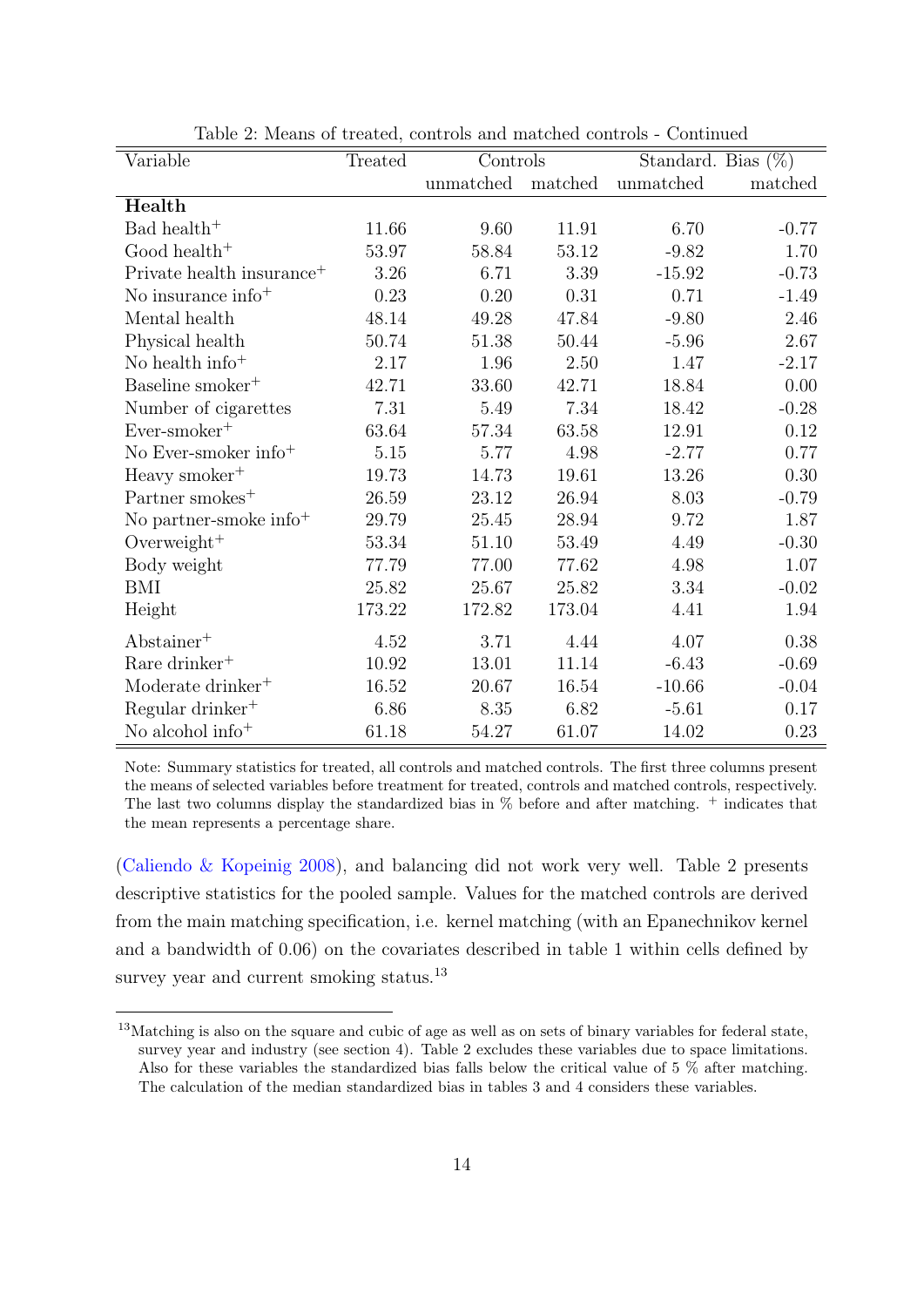Table 2: Means of treated, controls and matched controls - Continued

| Variable | Treated | Controls | | Standard. Bias (%) | |
|---|---|---|---|---|---|
| | | unmatched | matched | unmatched | matched |
| **Health** | | | | | |
| Bad health$^{+}$ | 11.66 | 9.60 | 11.91 | 6.70 | -0.77 |
| Good health$^{+}$ | 53.97 | 58.84 | 53.12 | -9.82 | 1.70 |
| Private health insurance$^{+}$ | 3.26 | 6.71 | 3.39 | -15.92 | -0.73 |
| No insurance info$^{+}$ | 0.23 | 0.20 | 0.31 | 0.71 | -1.49 |
| Mental health | 48.14 | 49.28 | 47.84 | -9.80 | 2.46 |
| Physical health | 50.74 | 51.38 | 50.44 | -5.96 | 2.67 |
| No health info$^{+}$ | 2.17 | 1.96 | 2.50 | 1.47 | -2.17 |
| Baseline smoker$^{+}$ | 42.71 | 33.60 | 42.71 | 18.84 | 0.00 |
| Number of cigarettes | 7.31 | 5.49 | 7.34 | 18.42 | -0.28 |
| Ever-smoker$^{+}$ | 63.64 | 57.34 | 63.58 | 12.91 | 0.12 |
| No Ever-smoker info$^{+}$ | 5.15 | 5.77 | 4.98 | -2.77 | 0.77 |
| Heavy smoker$^{+}$ | 19.73 | 14.73 | 19.61 | 13.26 | 0.30 |
| Partner smokes$^{+}$ | 26.59 | 23.12 | 26.94 | 8.03 | -0.79 |
| No partner-smoke info$^{+}$ | 29.79 | 25.45 | 28.94 | 9.72 | 1.87 |
| Overweight$^{+}$ | 53.34 | 51.10 | 53.49 | 4.49 | -0.30 |
| Body weight | 77.79 | 77.00 | 77.62 | 4.98 | 1.07 |
| BMI | 25.82 | 25.67 | 25.82 | 3.34 | -0.02 |
| Height | 173.22 | 172.82 | 173.04 | 4.41 | 1.94 |
| Abstainer$^{+}$ | 4.52 | 3.71 | 4.44 | 4.07 | 0.38 |
| Rare drinker$^{+}$ | 10.92 | 13.01 | 11.14 | -6.43 | -0.69 |
| Moderate drinker$^{+}$ | 16.52 | 20.67 | 16.54 | -10.66 | -0.04 |
| Regular drinker$^{+}$ | 6.86 | 8.35 | 6.82 | -5.61 | 0.17 |
| No alcohol info$^{+}$ | 61.18 | 54.27 | 61.07 | 14.02 | 0.23 |

Note: Summary statistics for treated, all controls and matched controls. The first three columns present the means of selected variables before treatment for treated, controls and matched controls, respectively. The last two columns display the standardized bias in % before and after matching. $^{+}$ indicates that the mean represents a percentage share.

(Caliendo & Kopeinig 2008), and balancing did not work very well. Table 2 presents descriptive statistics for the pooled sample. Values for the matched controls are derived from the main matching specification, i.e. kernel matching (with an Epanechnikov kernel and a bandwidth of 0.06) on the covariates described in table 1 within cells defined by survey year and current smoking status.[13]

[13] Matching is also on the square and cubic of age as well as on sets of binary variables for federal state, survey year and industry (see section 4). Table 2 excludes these variables due to space limitations. Also for these variables the standardized bias falls below the critical value of 5 % after matching. The calculation of the median standardized bias in tables 3 and 4 considers these variables.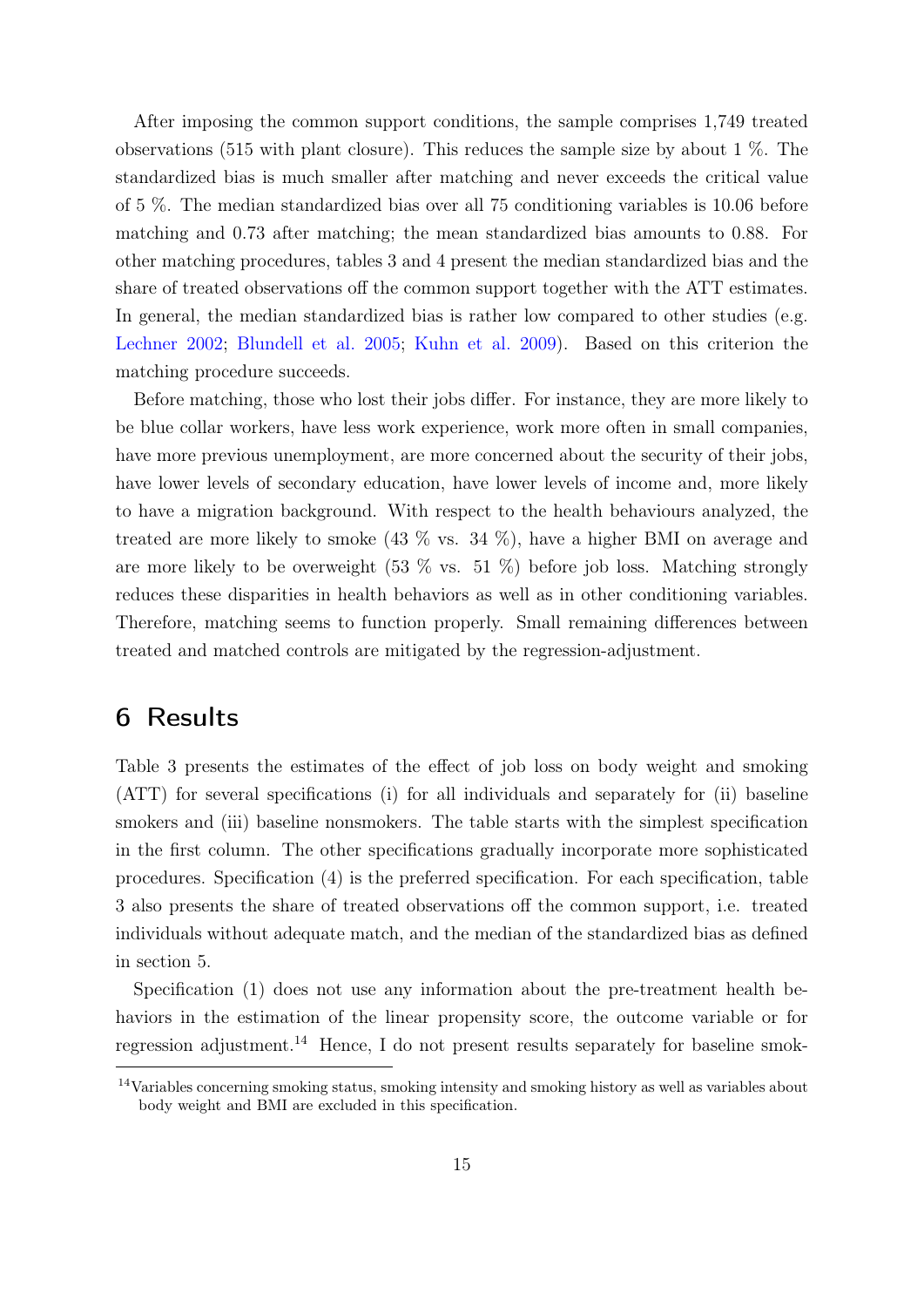After imposing the common support conditions, the sample comprises 1,749 treated observations (515 with plant closure). This reduces the sample size by about 1 %. The standardized bias is much smaller after matching and never exceeds the critical value of 5 %. The median standardized bias over all 75 conditioning variables is 10.06 before matching and 0.73 after matching; the mean standardized bias amounts to 0.88. For other matching procedures, tables 3 and 4 present the median standardized bias and the share of treated observations off the common support together with the ATT estimates. In general, the median standardized bias is rather low compared to other studies (e.g. Lechner 2002; Blundell et al. 2005; Kuhn et al. 2009). Based on this criterion the matching procedure succeeds.

Before matching, those who lost their jobs differ. For instance, they are more likely to be blue collar workers, have less work experience, work more often in small companies, have more previous unemployment, are more concerned about the security of their jobs, have lower levels of secondary education, have lower levels of income and, more likely to have a migration background. With respect to the health behaviours analyzed, the treated are more likely to smoke (43 % vs. 34 %), have a higher BMI on average and are more likely to be overweight (53 % vs. 51 %) before job loss. Matching strongly reduces these disparities in health behaviors as well as in other conditioning variables. Therefore, matching seems to function properly. Small remaining differences between treated and matched controls are mitigated by the regression-adjustment.

## 6 Results

Table 3 presents the estimates of the effect of job loss on body weight and smoking (ATT) for several specifications (i) for all individuals and separately for (ii) baseline smokers and (iii) baseline nonsmokers. The table starts with the simplest specification in the first column. The other specifications gradually incorporate more sophisticated procedures. Specification (4) is the preferred specification. For each specification, table 3 also presents the share of treated observations off the common support, i.e. treated individuals without adequate match, and the median of the standardized bias as defined in section 5.

Specification (1) does not use any information about the pre-treatment health behaviors in the estimation of the linear propensity score, the outcome variable or for regression adjustment.[14] Hence, I do not present results separately for baseline smok-

[14] Variables concerning smoking status, smoking intensity and smoking history as well as variables about body weight and BMI are excluded in this specification.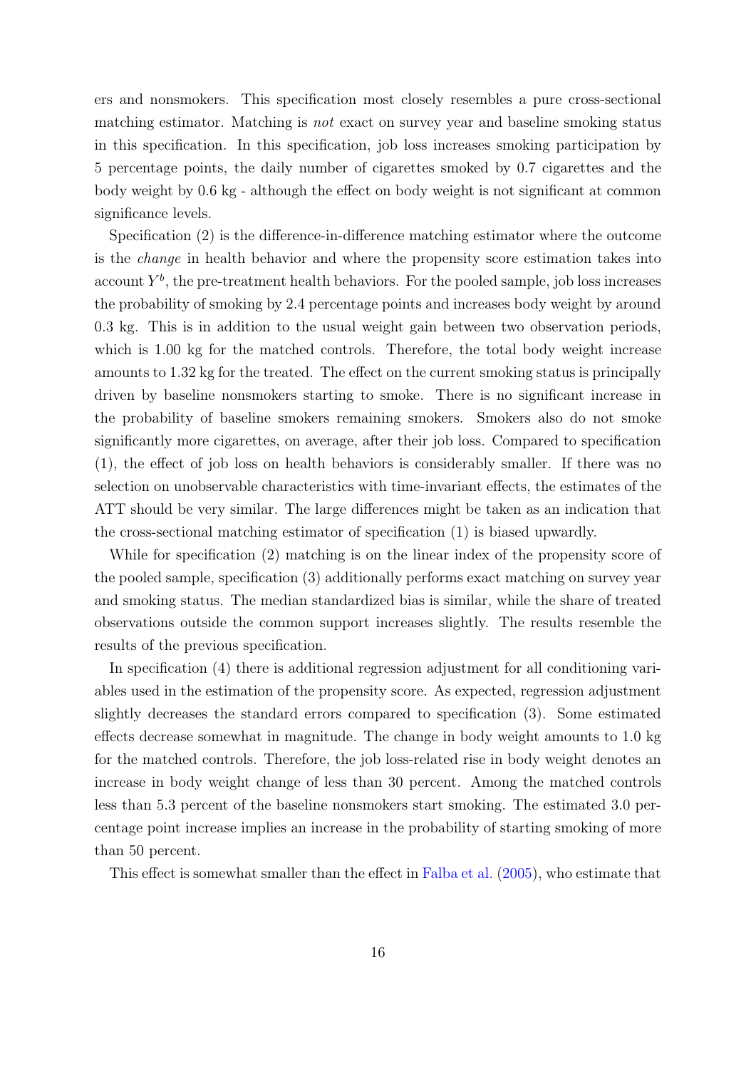ers and nonsmokers. This specification most closely resembles a pure cross-sectional matching estimator. Matching is *not* exact on survey year and baseline smoking status in this specification. In this specification, job loss increases smoking participation by 5 percentage points, the daily number of cigarettes smoked by 0.7 cigarettes and the body weight by 0.6 kg - although the effect on body weight is not significant at common significance levels.

Specification (2) is the difference-in-difference matching estimator where the outcome is the *change* in health behavior and where the propensity score estimation takes into account $Y^b$, the pre-treatment health behaviors. For the pooled sample, job loss increases the probability of smoking by 2.4 percentage points and increases body weight by around 0.3 kg. This is in addition to the usual weight gain between two observation periods, which is 1.00 kg for the matched controls. Therefore, the total body weight increase amounts to 1.32 kg for the treated. The effect on the current smoking status is principally driven by baseline nonsmokers starting to smoke. There is no significant increase in the probability of baseline smokers remaining smokers. Smokers also do not smoke significantly more cigarettes, on average, after their job loss. Compared to specification (1), the effect of job loss on health behaviors is considerably smaller. If there was no selection on unobservable characteristics with time-invariant effects, the estimates of the ATT should be very similar. The large differences might be taken as an indication that the cross-sectional matching estimator of specification (1) is biased upwardly.

While for specification (2) matching is on the linear index of the propensity score of the pooled sample, specification (3) additionally performs exact matching on survey year and smoking status. The median standardized bias is similar, while the share of treated observations outside the common support increases slightly. The results resemble the results of the previous specification.

In specification (4) there is additional regression adjustment for all conditioning variables used in the estimation of the propensity score. As expected, regression adjustment slightly decreases the standard errors compared to specification (3). Some estimated effects decrease somewhat in magnitude. The change in body weight amounts to 1.0 kg for the matched controls. Therefore, the job loss-related rise in body weight denotes an increase in body weight change of less than 30 percent. Among the matched controls less than 5.3 percent of the baseline nonsmokers start smoking. The estimated 3.0 percentage point increase implies an increase in the probability of starting smoking of more than 50 percent.

This effect is somewhat smaller than the effect in Falba et al. (2005), who estimate that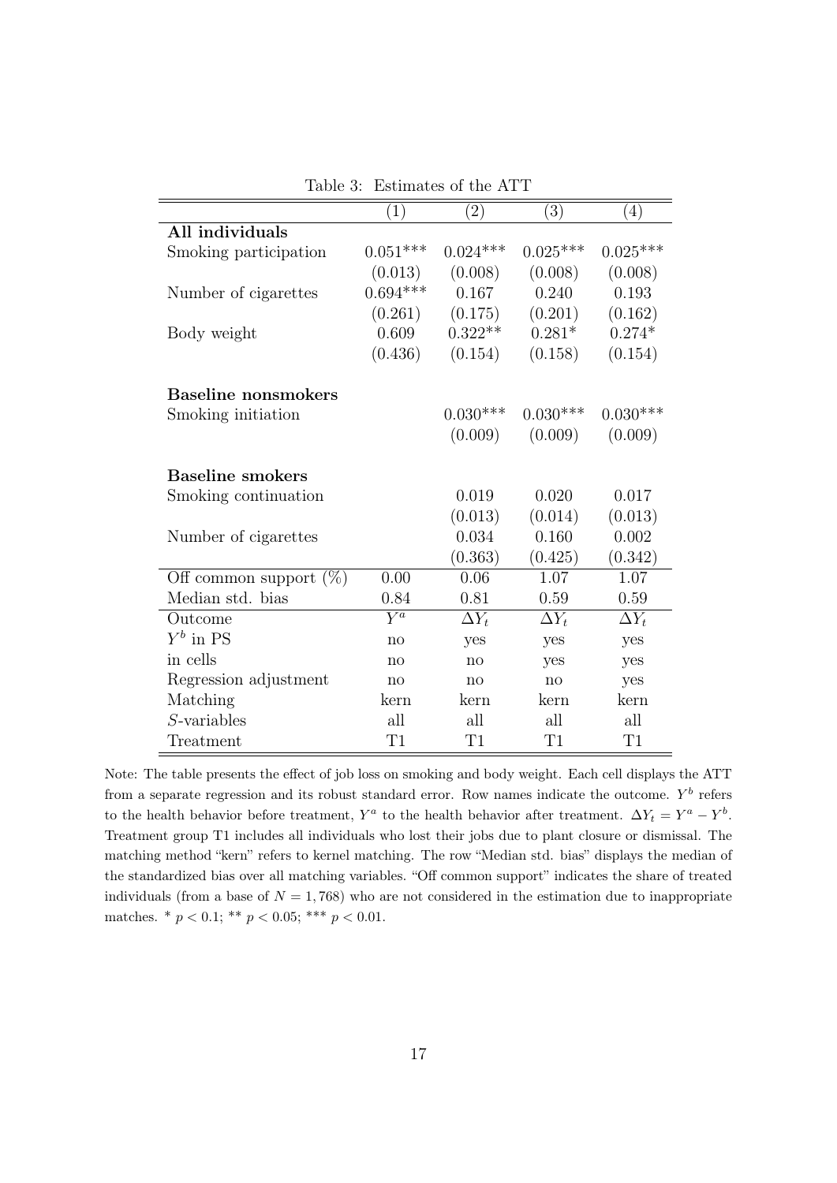Table 3: Estimates of the ATT

| | (1) | (2) | (3) | (4) |
|---|---|---|---|---|
| **All individuals** | | | | |
| Smoking participation | 0.051*** | 0.024*** | 0.025*** | 0.025*** |
| | (0.013) | (0.008) | (0.008) | (0.008) |
| Number of cigarettes | 0.694*** | 0.167 | 0.240 | 0.193 |
| | (0.261) | (0.175) | (0.201) | (0.162) |
| Body weight | 0.609 | 0.322** | 0.281* | 0.274* |
| | (0.436) | (0.154) | (0.158) | (0.154) |
| **Baseline nonsmokers** | | | | |
| Smoking initiation | | 0.030*** | 0.030*** | 0.030*** |
| | | (0.009) | (0.009) | (0.009) |
| **Baseline smokers** | | | | |
| Smoking continuation | | 0.019 | 0.020 | 0.017 |
| | | (0.013) | (0.014) | (0.013) |
| Number of cigarettes | | 0.034 | 0.160 | 0.002 |
| | | (0.363) | (0.425) | (0.342) |
| Off common support (%) | 0.00 | 0.06 | 1.07 | 1.07 |
| Median std. bias | 0.84 | 0.81 | 0.59 | 0.59 |
| Outcome | $Y^a$ | $\Delta Y_t$ | $\Delta Y_t$ | $\Delta Y_t$ |
| $Y^b$ in PS | no | yes | yes | yes |
| in cells | no | no | yes | yes |
| Regression adjustment | no | no | no | yes |
| Matching | kern | kern | kern | kern |
| $S$-variables | all | all | all | all |
| Treatment | T1 | T1 | T1 | T1 |

Note: The table presents the effect of job loss on smoking and body weight. Each cell displays the ATT from a separate regression and its robust standard error. Row names indicate the outcome. $Y^b$ refers to the health behavior before treatment, $Y^a$ to the health behavior after treatment. $\Delta Y_t = Y^a - Y^b$. Treatment group T1 includes all individuals who lost their jobs due to plant closure or dismissal. The matching method "kern" refers to kernel matching. The row "Median std. bias" displays the median of the standardized bias over all matching variables. "Off common support" indicates the share of treated individuals (from a base of $N = 1,768$) who are not considered in the estimation due to inappropriate matches. * $p < 0.1$; ** $p < 0.05$; *** $p < 0.01$.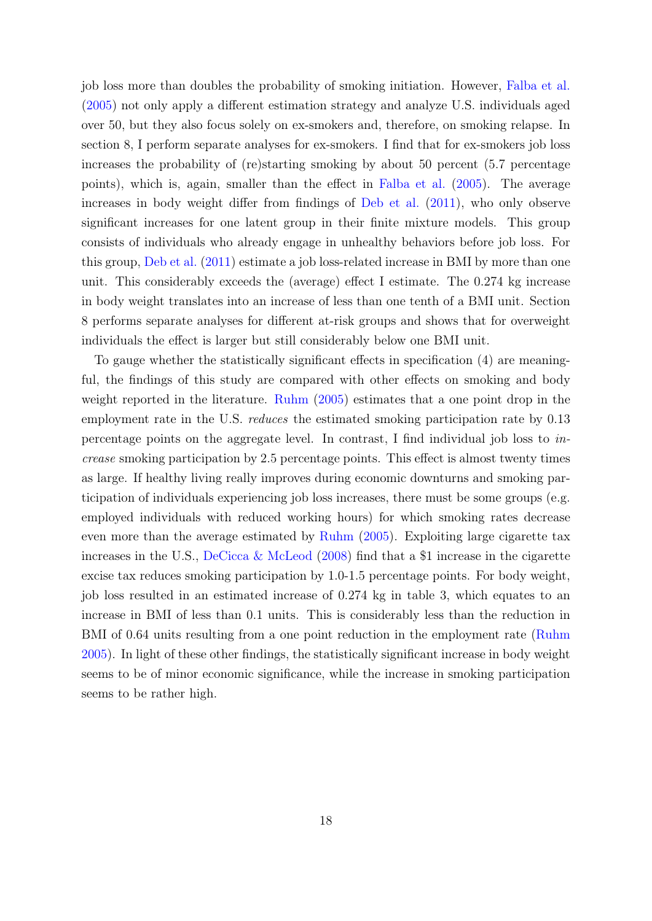job loss more than doubles the probability of smoking initiation. However, Falba et al. (2005) not only apply a different estimation strategy and analyze U.S. individuals aged over 50, but they also focus solely on ex-smokers and, therefore, on smoking relapse. In section 8, I perform separate analyses for ex-smokers. I find that for ex-smokers job loss increases the probability of (re)starting smoking by about 50 percent (5.7 percentage points), which is, again, smaller than the effect in Falba et al. (2005). The average increases in body weight differ from findings of Deb et al. (2011), who only observe significant increases for one latent group in their finite mixture models. This group consists of individuals who already engage in unhealthy behaviors before job loss. For this group, Deb et al. (2011) estimate a job loss-related increase in BMI by more than one unit. This considerably exceeds the (average) effect I estimate. The 0.274 kg increase in body weight translates into an increase of less than one tenth of a BMI unit. Section 8 performs separate analyses for different at-risk groups and shows that for overweight individuals the effect is larger but still considerably below one BMI unit.

To gauge whether the statistically significant effects in specification (4) are meaningful, the findings of this study are compared with other effects on smoking and body weight reported in the literature. Ruhm (2005) estimates that a one point drop in the employment rate in the U.S. *reduces* the estimated smoking participation rate by 0.13 percentage points on the aggregate level. In contrast, I find individual job loss to *increase* smoking participation by 2.5 percentage points. This effect is almost twenty times as large. If healthy living really improves during economic downturns and smoking participation of individuals experiencing job loss increases, there must be some groups (e.g. employed individuals with reduced working hours) for which smoking rates decrease even more than the average estimated by Ruhm (2005). Exploiting large cigarette tax increases in the U.S., DeCicca & McLeod (2008) find that a $1 increase in the cigarette excise tax reduces smoking participation by 1.0-1.5 percentage points. For body weight, job loss resulted in an estimated increase of 0.274 kg in table 3, which equates to an increase in BMI of less than 0.1 units. This is considerably less than the reduction in BMI of 0.64 units resulting from a one point reduction in the employment rate (Ruhm 2005). In light of these other findings, the statistically significant increase in body weight seems to be of minor economic significance, while the increase in smoking participation seems to be rather high.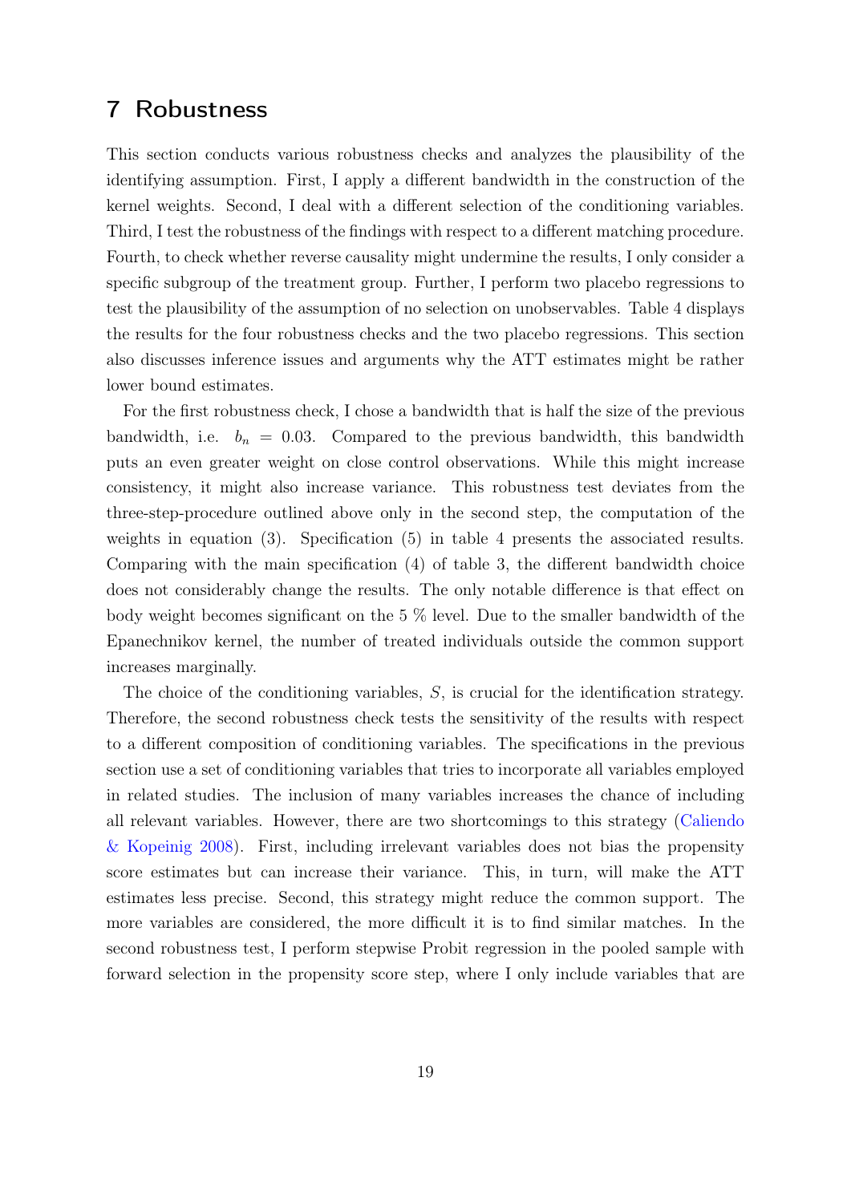# 7 Robustness

This section conducts various robustness checks and analyzes the plausibility of the identifying assumption. First, I apply a different bandwidth in the construction of the kernel weights. Second, I deal with a different selection of the conditioning variables. Third, I test the robustness of the findings with respect to a different matching procedure. Fourth, to check whether reverse causality might undermine the results, I only consider a specific subgroup of the treatment group. Further, I perform two placebo regressions to test the plausibility of the assumption of no selection on unobservables. Table 4 displays the results for the four robustness checks and the two placebo regressions. This section also discusses inference issues and arguments why the ATT estimates might be rather lower bound estimates.

For the first robustness check, I chose a bandwidth that is half the size of the previous bandwidth, i.e. $b_n = 0.03$. Compared to the previous bandwidth, this bandwidth puts an even greater weight on close control observations. While this might increase consistency, it might also increase variance. This robustness test deviates from the three-step-procedure outlined above only in the second step, the computation of the weights in equation (3). Specification (5) in table 4 presents the associated results. Comparing with the main specification (4) of table 3, the different bandwidth choice does not considerably change the results. The only notable difference is that effect on body weight becomes significant on the 5 % level. Due to the smaller bandwidth of the Epanechnikov kernel, the number of treated individuals outside the common support increases marginally.

The choice of the conditioning variables, $S$, is crucial for the identification strategy. Therefore, the second robustness check tests the sensitivity of the results with respect to a different composition of conditioning variables. The specifications in the previous section use a set of conditioning variables that tries to incorporate all variables employed in related studies. The inclusion of many variables increases the chance of including all relevant variables. However, there are two shortcomings to this strategy (Caliendo & Kopeinig 2008). First, including irrelevant variables does not bias the propensity score estimates but can increase their variance. This, in turn, will make the ATT estimates less precise. Second, this strategy might reduce the common support. The more variables are considered, the more difficult it is to find similar matches. In the second robustness test, I perform stepwise Probit regression in the pooled sample with forward selection in the propensity score step, where I only include variables that are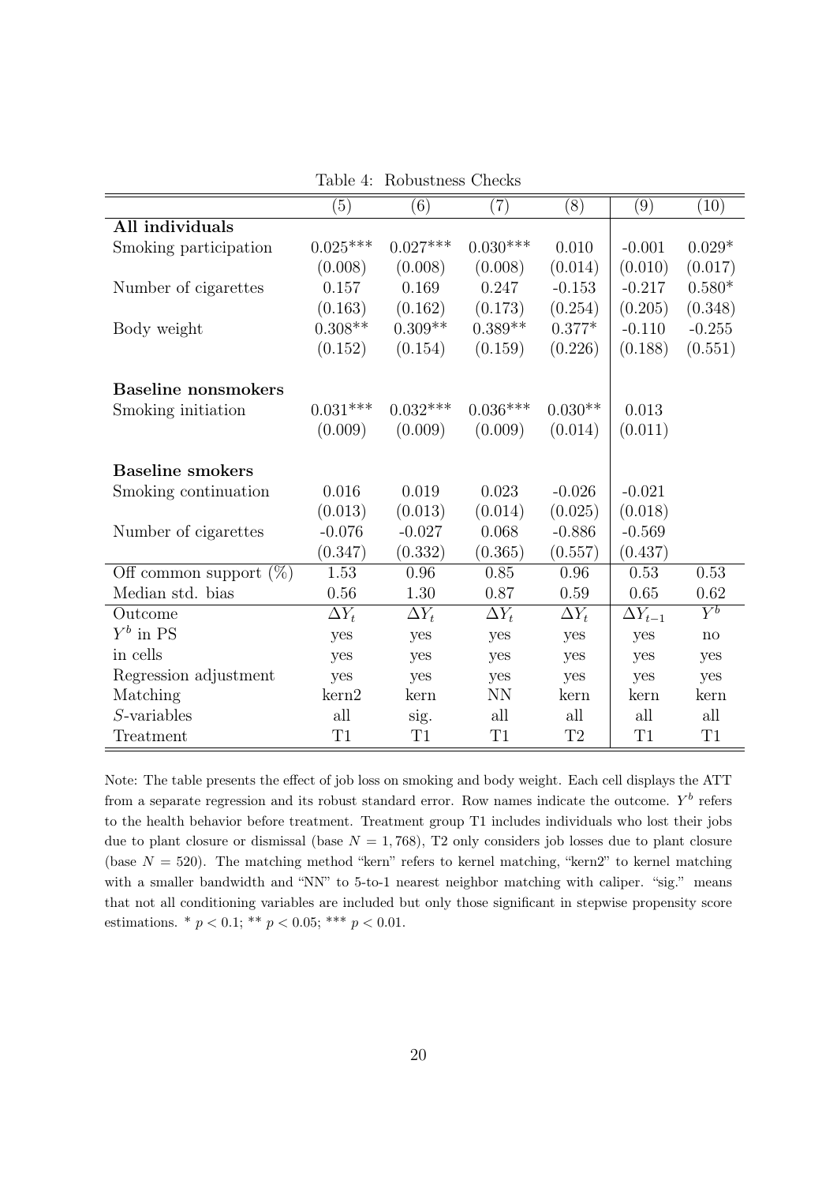Table 4: Robustness Checks

| | (5) | (6) | (7) | (8) | (9) | (10) |
|---|---|---|---|---|---|---|
| **All individuals** | | | | | | |
| Smoking participation | 0.025*** | 0.027*** | 0.030*** | 0.010 | -0.001 | 0.029* |
| | (0.008) | (0.008) | (0.008) | (0.014) | (0.010) | (0.017) |
| Number of cigarettes | 0.157 | 0.169 | 0.247 | -0.153 | -0.217 | 0.580* |
| | (0.163) | (0.162) | (0.173) | (0.254) | (0.205) | (0.348) |
| Body weight | 0.308** | 0.309** | 0.389** | 0.377* | -0.110 | -0.255 |
| | (0.152) | (0.154) | (0.159) | (0.226) | (0.188) | (0.551) |
| **Baseline nonsmokers** | | | | | | |
| Smoking initiation | 0.031*** | 0.032*** | 0.036*** | 0.030** | 0.013 | |
| | (0.009) | (0.009) | (0.009) | (0.014) | (0.011) | |
| **Baseline smokers** | | | | | | |
| Smoking continuation | 0.016 | 0.019 | 0.023 | -0.026 | -0.021 | |
| | (0.013) | (0.013) | (0.014) | (0.025) | (0.018) | |
| Number of cigarettes | -0.076 | -0.027 | 0.068 | -0.886 | -0.569 | |
| | (0.347) | (0.332) | (0.365) | (0.557) | (0.437) | |
| Off common support (%) | 1.53 | 0.96 | 0.85 | 0.96 | 0.53 | 0.53 |
| Median std. bias | 0.56 | 1.30 | 0.87 | 0.59 | 0.65 | 0.62 |
| Outcome | $\Delta Y_t$ | $\Delta Y_t$ | $\Delta Y_t$ | $\Delta Y_t$ | $\Delta Y_{t-1}$ | $Y^b$ |
| $Y^b$ in PS | yes | yes | yes | yes | yes | no |
| in cells | yes | yes | yes | yes | yes | yes |
| Regression adjustment | yes | yes | yes | yes | yes | yes |
| Matching | kern2 | kern | NN | kern | kern | kern |
| $S$-variables | all | sig. | all | all | all | all |
| Treatment | T1 | T1 | T1 | T2 | T1 | T1 |

Note: The table presents the effect of job loss on smoking and body weight. Each cell displays the ATT from a separate regression and its robust standard error. Row names indicate the outcome. $Y^b$ refers to the health behavior before treatment. Treatment group T1 includes individuals who lost their jobs due to plant closure or dismissal (base $N = 1,768$), T2 only considers job losses due to plant closure (base $N = 520$). The matching method "kern" refers to kernel matching, "kern2" to kernel matching with a smaller bandwidth and "NN" to 5-to-1 nearest neighbor matching with caliper. "sig." means that not all conditioning variables are included but only those significant in stepwise propensity score estimations. * $p < 0.1$; ** $p < 0.05$; *** $p < 0.01$.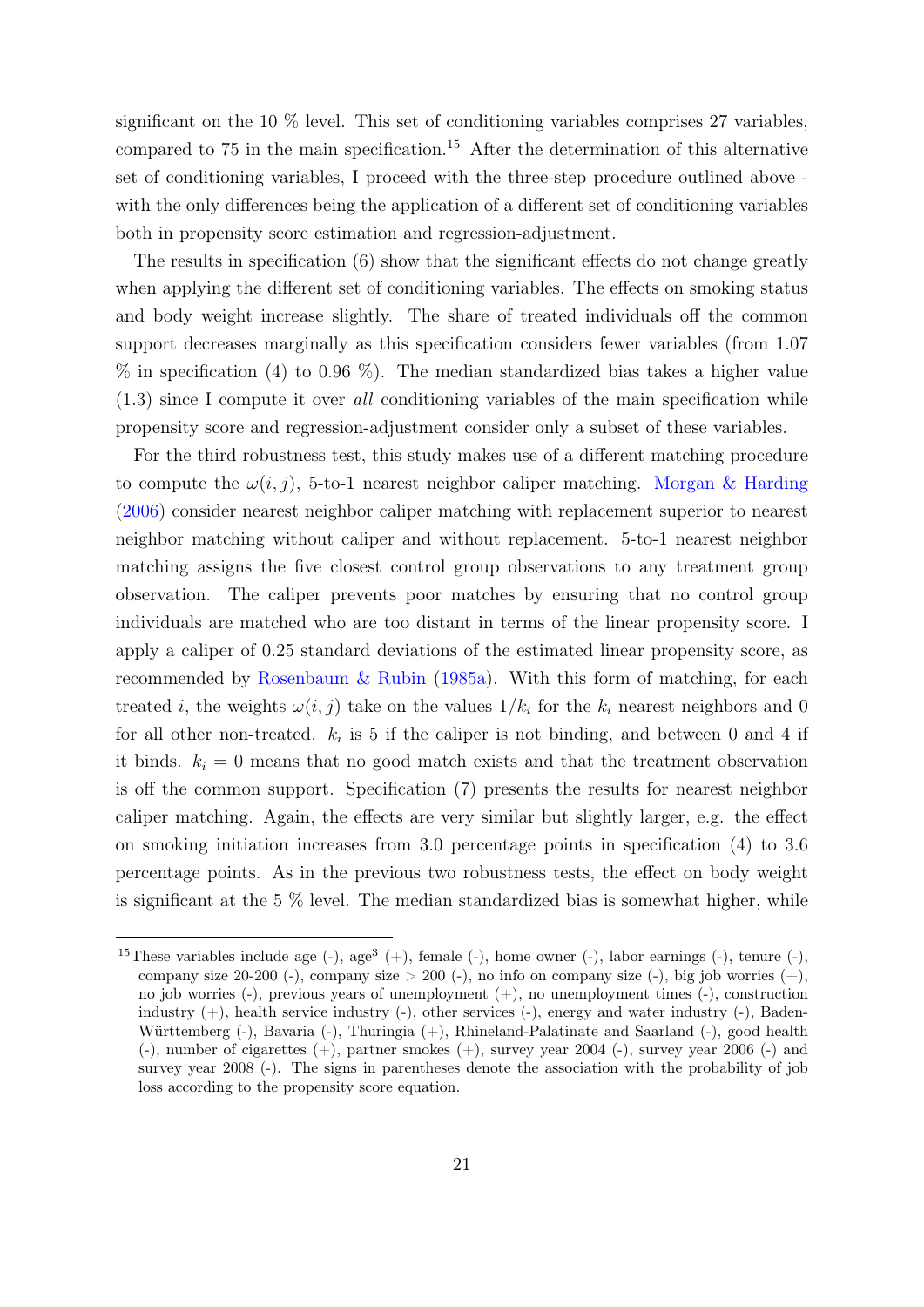significant on the 10 % level. This set of conditioning variables comprises 27 variables, compared to 75 in the main specification.[15] After the determination of this alternative set of conditioning variables, I proceed with the three-step procedure outlined above - with the only differences being the application of a different set of conditioning variables both in propensity score estimation and regression-adjustment.

The results in specification (6) show that the significant effects do not change greatly when applying the different set of conditioning variables. The effects on smoking status and body weight increase slightly. The share of treated individuals off the common support decreases marginally as this specification considers fewer variables (from 1.07 % in specification (4) to 0.96 %). The median standardized bias takes a higher value (1.3) since I compute it over *all* conditioning variables of the main specification while propensity score and regression-adjustment consider only a subset of these variables.

For the third robustness test, this study makes use of a different matching procedure to compute the $\omega(i, j)$, 5-to-1 nearest neighbor caliper matching. Morgan & Harding (2006) consider nearest neighbor caliper matching with replacement superior to nearest neighbor matching without caliper and without replacement. 5-to-1 nearest neighbor matching assigns the five closest control group observations to any treatment group observation. The caliper prevents poor matches by ensuring that no control group individuals are matched who are too distant in terms of the linear propensity score. I apply a caliper of 0.25 standard deviations of the estimated linear propensity score, as recommended by Rosenbaum & Rubin (1985a). With this form of matching, for each treated $i$, the weights $\omega(i, j)$ take on the values $1/k_i$ for the $k_i$ nearest neighbors and 0 for all other non-treated. $k_i$ is 5 if the caliper is not binding, and between 0 and 4 if it binds. $k_i = 0$ means that no good match exists and that the treatment observation is off the common support. Specification (7) presents the results for nearest neighbor caliper matching. Again, the effects are very similar but slightly larger, e.g. the effect on smoking initiation increases from 3.0 percentage points in specification (4) to 3.6 percentage points. As in the previous two robustness tests, the effect on body weight is significant at the 5 % level. The median standardized bias is somewhat higher, while

[15] These variables include age (-), age$^3$ (+), female (-), home owner (-), labor earnings (-), tenure (-), company size 20-200 (-), company size > 200 (-), no info on company size (-), big job worries (+), no job worries (-), previous years of unemployment (+), no unemployment times (-), construction industry (+), health service industry (-), other services (-), energy and water industry (-), Baden-Württemberg (-), Bavaria (-), Thuringia (+), Rhineland-Palatinate and Saarland (-), good health (-), number of cigarettes (+), partner smokes (+), survey year 2004 (-), survey year 2006 (-) and survey year 2008 (-). The signs in parentheses denote the association with the probability of job loss according to the propensity score equation.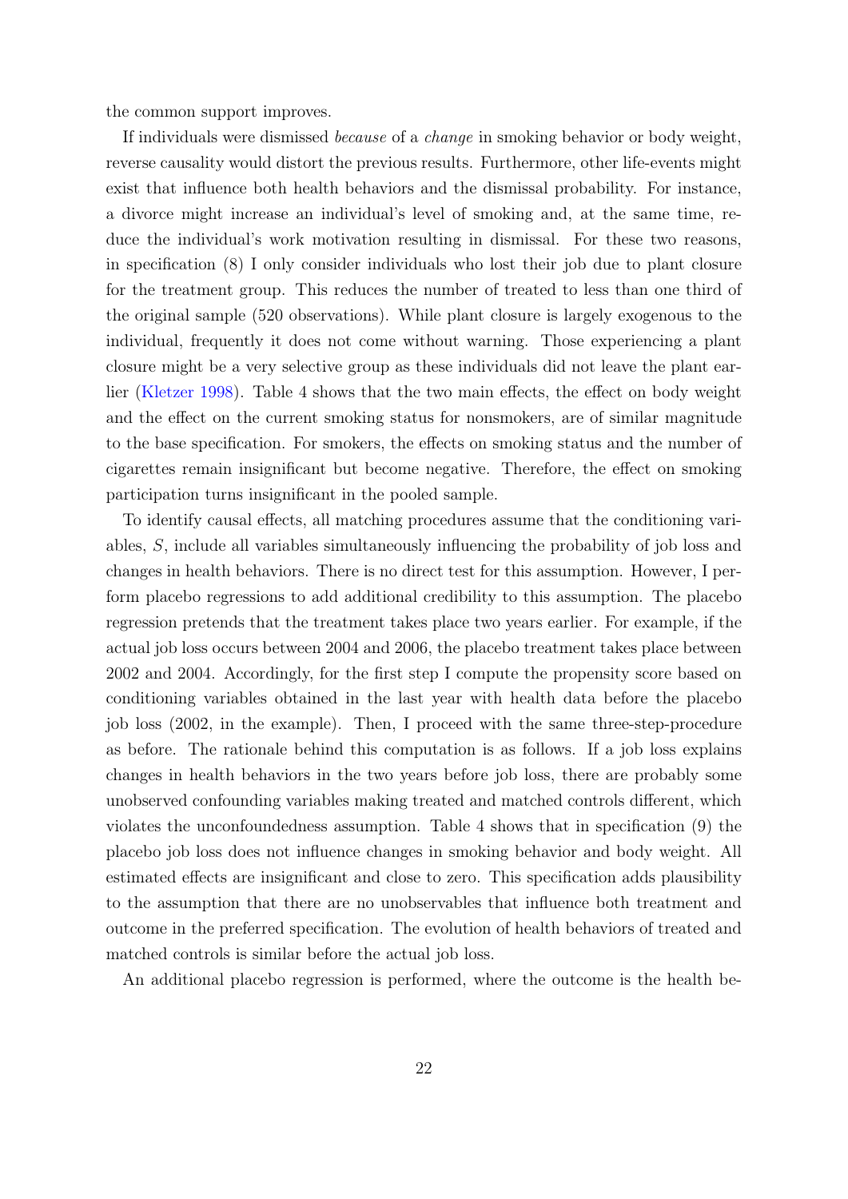the common support improves.

If individuals were dismissed *because* of a *change* in smoking behavior or body weight, reverse causality would distort the previous results. Furthermore, other life-events might exist that influence both health behaviors and the dismissal probability. For instance, a divorce might increase an individual's level of smoking and, at the same time, reduce the individual's work motivation resulting in dismissal. For these two reasons, in specification (8) I only consider individuals who lost their job due to plant closure for the treatment group. This reduces the number of treated to less than one third of the original sample (520 observations). While plant closure is largely exogenous to the individual, frequently it does not come without warning. Those experiencing a plant closure might be a very selective group as these individuals did not leave the plant earlier (Kletzer 1998). Table 4 shows that the two main effects, the effect on body weight and the effect on the current smoking status for nonsmokers, are of similar magnitude to the base specification. For smokers, the effects on smoking status and the number of cigarettes remain insignificant but become negative. Therefore, the effect on smoking participation turns insignificant in the pooled sample.

To identify causal effects, all matching procedures assume that the conditioning variables, $S$, include all variables simultaneously influencing the probability of job loss and changes in health behaviors. There is no direct test for this assumption. However, I perform placebo regressions to add additional credibility to this assumption. The placebo regression pretends that the treatment takes place two years earlier. For example, if the actual job loss occurs between 2004 and 2006, the placebo treatment takes place between 2002 and 2004. Accordingly, for the first step I compute the propensity score based on conditioning variables obtained in the last year with health data before the placebo job loss (2002, in the example). Then, I proceed with the same three-step-procedure as before. The rationale behind this computation is as follows. If a job loss explains changes in health behaviors in the two years before job loss, there are probably some unobserved confounding variables making treated and matched controls different, which violates the unconfoundedness assumption. Table 4 shows that in specification (9) the placebo job loss does not influence changes in smoking behavior and body weight. All estimated effects are insignificant and close to zero. This specification adds plausibility to the assumption that there are no unobservables that influence both treatment and outcome in the preferred specification. The evolution of health behaviors of treated and matched controls is similar before the actual job loss.

An additional placebo regression is performed, where the outcome is the health be-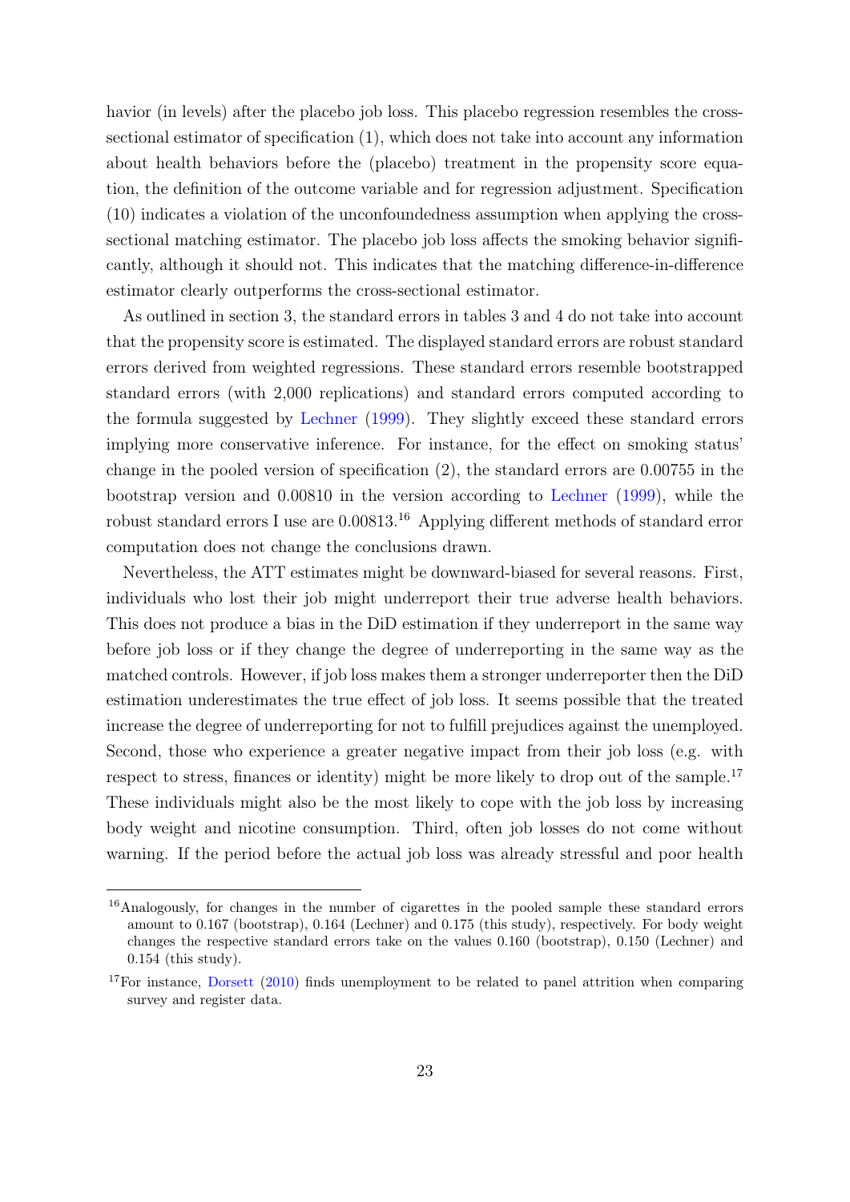havior (in levels) after the placebo job loss. This placebo regression resembles the cross-sectional estimator of specification (1), which does not take into account any information about health behaviors before the (placebo) treatment in the propensity score equation, the definition of the outcome variable and for regression adjustment. Specification (10) indicates a violation of the unconfoundedness assumption when applying the cross-sectional matching estimator. The placebo job loss affects the smoking behavior significantly, although it should not. This indicates that the matching difference-in-difference estimator clearly outperforms the cross-sectional estimator.

As outlined in section 3, the standard errors in tables 3 and 4 do not take into account that the propensity score is estimated. The displayed standard errors are robust standard errors derived from weighted regressions. These standard errors resemble bootstrapped standard errors (with 2,000 replications) and standard errors computed according to the formula suggested by Lechner (1999). They slightly exceed these standard errors implying more conservative inference. For instance, for the effect on smoking status' change in the pooled version of specification (2), the standard errors are 0.00755 in the bootstrap version and 0.00810 in the version according to Lechner (1999), while the robust standard errors I use are 0.00813.[16] Applying different methods of standard error computation does not change the conclusions drawn.

Nevertheless, the ATT estimates might be downward-biased for several reasons. First, individuals who lost their job might underreport their true adverse health behaviors. This does not produce a bias in the DiD estimation if they underreport in the same way before job loss or if they change the degree of underreporting in the same way as the matched controls. However, if job loss makes them a stronger underreporter then the DiD estimation underestimates the true effect of job loss. It seems possible that the treated increase the degree of underreporting for not to fulfill prejudices against the unemployed. Second, those who experience a greater negative impact from their job loss (e.g. with respect to stress, finances or identity) might be more likely to drop out of the sample.[17] These individuals might also be the most likely to cope with the job loss by increasing body weight and nicotine consumption. Third, often job losses do not come without warning. If the period before the actual job loss was already stressful and poor health

[16] Analogously, for changes in the number of cigarettes in the pooled sample these standard errors amount to 0.167 (bootstrap), 0.164 (Lechner) and 0.175 (this study), respectively. For body weight changes the respective standard errors take on the values 0.160 (bootstrap), 0.150 (Lechner) and 0.154 (this study).

[17] For instance, Dorsett (2010) finds unemployment to be related to panel attrition when comparing survey and register data.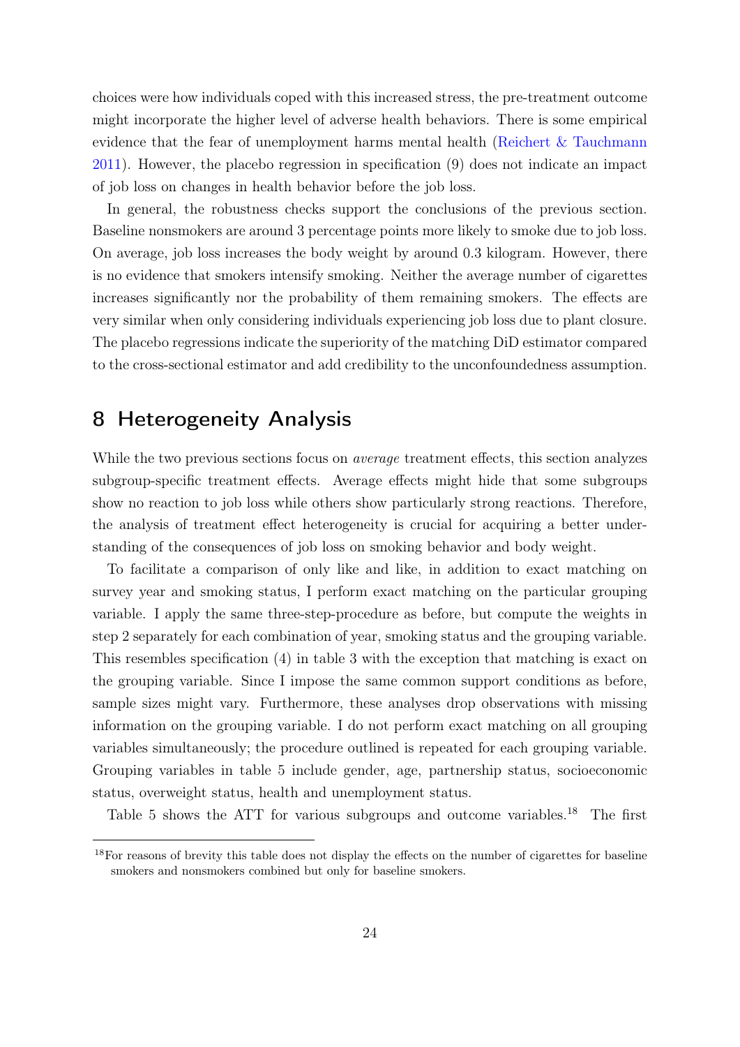choices were how individuals coped with this increased stress, the pre-treatment outcome might incorporate the higher level of adverse health behaviors. There is some empirical evidence that the fear of unemployment harms mental health (Reichert & Tauchmann 2011). However, the placebo regression in specification (9) does not indicate an impact of job loss on changes in health behavior before the job loss.

In general, the robustness checks support the conclusions of the previous section. Baseline nonsmokers are around 3 percentage points more likely to smoke due to job loss. On average, job loss increases the body weight by around 0.3 kilogram. However, there is no evidence that smokers intensify smoking. Neither the average number of cigarettes increases significantly nor the probability of them remaining smokers. The effects are very similar when only considering individuals experiencing job loss due to plant closure. The placebo regressions indicate the superiority of the matching DiD estimator compared to the cross-sectional estimator and add credibility to the unconfoundedness assumption.

# 8 Heterogeneity Analysis

While the two previous sections focus on *average* treatment effects, this section analyzes subgroup-specific treatment effects. Average effects might hide that some subgroups show no reaction to job loss while others show particularly strong reactions. Therefore, the analysis of treatment effect heterogeneity is crucial for acquiring a better understanding of the consequences of job loss on smoking behavior and body weight.

To facilitate a comparison of only like and like, in addition to exact matching on survey year and smoking status, I perform exact matching on the particular grouping variable. I apply the same three-step-procedure as before, but compute the weights in step 2 separately for each combination of year, smoking status and the grouping variable. This resembles specification (4) in table 3 with the exception that matching is exact on the grouping variable. Since I impose the same common support conditions as before, sample sizes might vary. Furthermore, these analyses drop observations with missing information on the grouping variable. I do not perform exact matching on all grouping variables simultaneously; the procedure outlined is repeated for each grouping variable. Grouping variables in table 5 include gender, age, partnership status, socioeconomic status, overweight status, health and unemployment status.

Table 5 shows the ATT for various subgroups and outcome variables.[18] The first

[18] For reasons of brevity this table does not display the effects on the number of cigarettes for baseline smokers and nonsmokers combined but only for baseline smokers.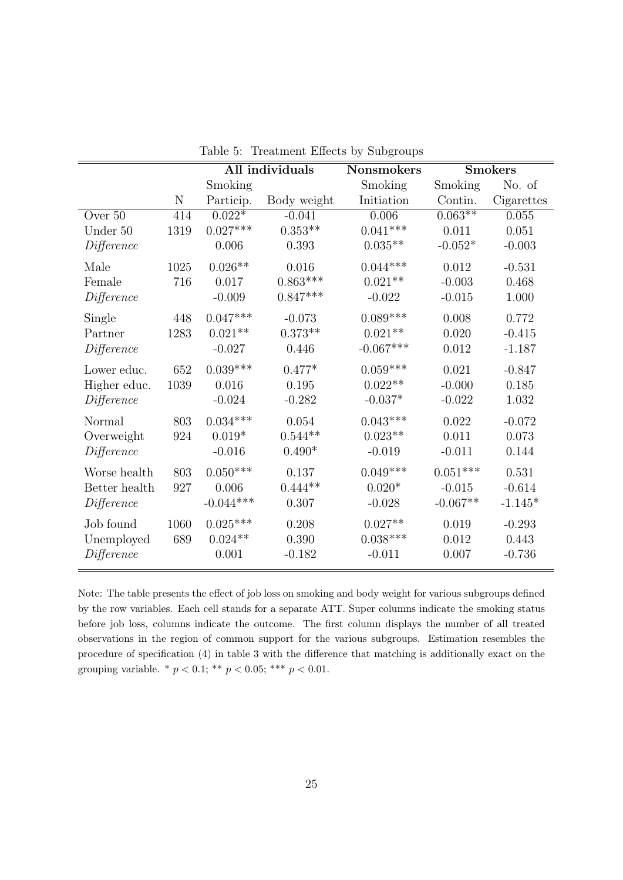Table 5: Treatment Effects by Subgroups

| | | All individuals | | Nonsmokers | Smokers | |
|---|---|---|---|---|---|---|
| | N | Smoking Particip. | Body weight | Smoking Initiation | Smoking Contin. | No. of Cigarettes |
| Over 50 | 414 | 0.022* | -0.041 | 0.006 | 0.063** | 0.055 |
| Under 50 | 1319 | 0.027*** | 0.353** | 0.041*** | 0.011 | 0.051 |
| *Difference* | | 0.006 | 0.393 | 0.035** | -0.052* | -0.003 |
| Male | 1025 | 0.026** | 0.016 | 0.044*** | 0.012 | -0.531 |
| Female | 716 | 0.017 | 0.863*** | 0.021** | -0.003 | 0.468 |
| *Difference* | | -0.009 | 0.847*** | -0.022 | -0.015 | 1.000 |
| Single | 448 | 0.047*** | -0.073 | 0.089*** | 0.008 | 0.772 |
| Partner | 1283 | 0.021** | 0.373** | 0.021** | 0.020 | -0.415 |
| *Difference* | | -0.027 | 0.446 | -0.067*** | 0.012 | -1.187 |
| Lower educ. | 652 | 0.039*** | 0.477* | 0.059*** | 0.021 | -0.847 |
| Higher educ. | 1039 | 0.016 | 0.195 | 0.022** | -0.000 | 0.185 |
| *Difference* | | -0.024 | -0.282 | -0.037* | -0.022 | 1.032 |
| Normal | 803 | 0.034*** | 0.054 | 0.043*** | 0.022 | -0.072 |
| Overweight | 924 | 0.019* | 0.544** | 0.023** | 0.011 | 0.073 |
| *Difference* | | -0.016 | 0.490* | -0.019 | -0.011 | 0.144 |
| Worse health | 803 | 0.050*** | 0.137 | 0.049*** | 0.051*** | 0.531 |
| Better health | 927 | 0.006 | 0.444** | 0.020* | -0.015 | -0.614 |
| *Difference* | | -0.044*** | 0.307 | -0.028 | -0.067** | -1.145* |
| Job found | 1060 | 0.025*** | 0.208 | 0.027** | 0.019 | -0.293 |
| Unemployed | 689 | 0.024** | 0.390 | 0.038*** | 0.012 | 0.443 |
| *Difference* | | 0.001 | -0.182 | -0.011 | 0.007 | -0.736 |

Note: The table presents the effect of job loss on smoking and body weight for various subgroups defined by the row variables. Each cell stands for a separate ATT. Super columns indicate the smoking status before job loss, columns indicate the outcome. The first column displays the number of all treated observations in the region of common support for the various subgroups. Estimation resembles the procedure of specification (4) in table 3 with the difference that matching is additionally exact on the grouping variable. * $p < 0.1$; ** $p < 0.05$; *** $p < 0.01$.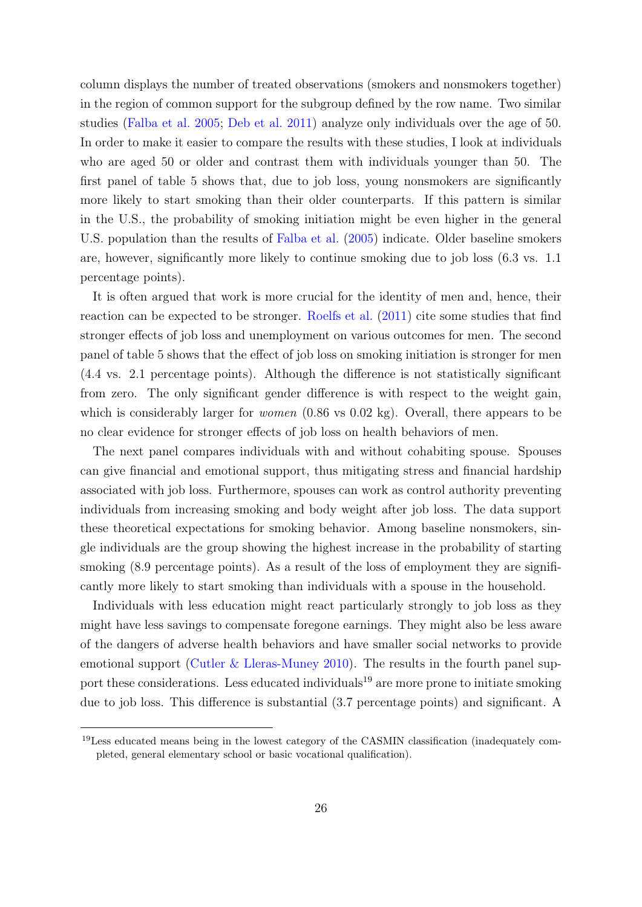column displays the number of treated observations (smokers and nonsmokers together) in the region of common support for the subgroup defined by the row name. Two similar studies (Falba et al. 2005; Deb et al. 2011) analyze only individuals over the age of 50. In order to make it easier to compare the results with these studies, I look at individuals who are aged 50 or older and contrast them with individuals younger than 50. The first panel of table 5 shows that, due to job loss, young nonsmokers are significantly more likely to start smoking than their older counterparts. If this pattern is similar in the U.S., the probability of smoking initiation might be even higher in the general U.S. population than the results of Falba et al. (2005) indicate. Older baseline smokers are, however, significantly more likely to continue smoking due to job loss (6.3 vs. 1.1 percentage points).

It is often argued that work is more crucial for the identity of men and, hence, their reaction can be expected to be stronger. Roelfs et al. (2011) cite some studies that find stronger effects of job loss and unemployment on various outcomes for men. The second panel of table 5 shows that the effect of job loss on smoking initiation is stronger for men (4.4 vs. 2.1 percentage points). Although the difference is not statistically significant from zero. The only significant gender difference is with respect to the weight gain, which is considerably larger for *women* (0.86 vs 0.02 kg). Overall, there appears to be no clear evidence for stronger effects of job loss on health behaviors of men.

The next panel compares individuals with and without cohabiting spouse. Spouses can give financial and emotional support, thus mitigating stress and financial hardship associated with job loss. Furthermore, spouses can work as control authority preventing individuals from increasing smoking and body weight after job loss. The data support these theoretical expectations for smoking behavior. Among baseline nonsmokers, single individuals are the group showing the highest increase in the probability of starting smoking (8.9 percentage points). As a result of the loss of employment they are significantly more likely to start smoking than individuals with a spouse in the household.

Individuals with less education might react particularly strongly to job loss as they might have less savings to compensate foregone earnings. They might also be less aware of the dangers of adverse health behaviors and have smaller social networks to provide emotional support (Cutler & Lleras-Muney 2010). The results in the fourth panel support these considerations. Less educated individuals[19] are more prone to initiate smoking due to job loss. This difference is substantial (3.7 percentage points) and significant. A

[19] Less educated means being in the lowest category of the CASMIN classification (inadequately completed, general elementary school or basic vocational qualification).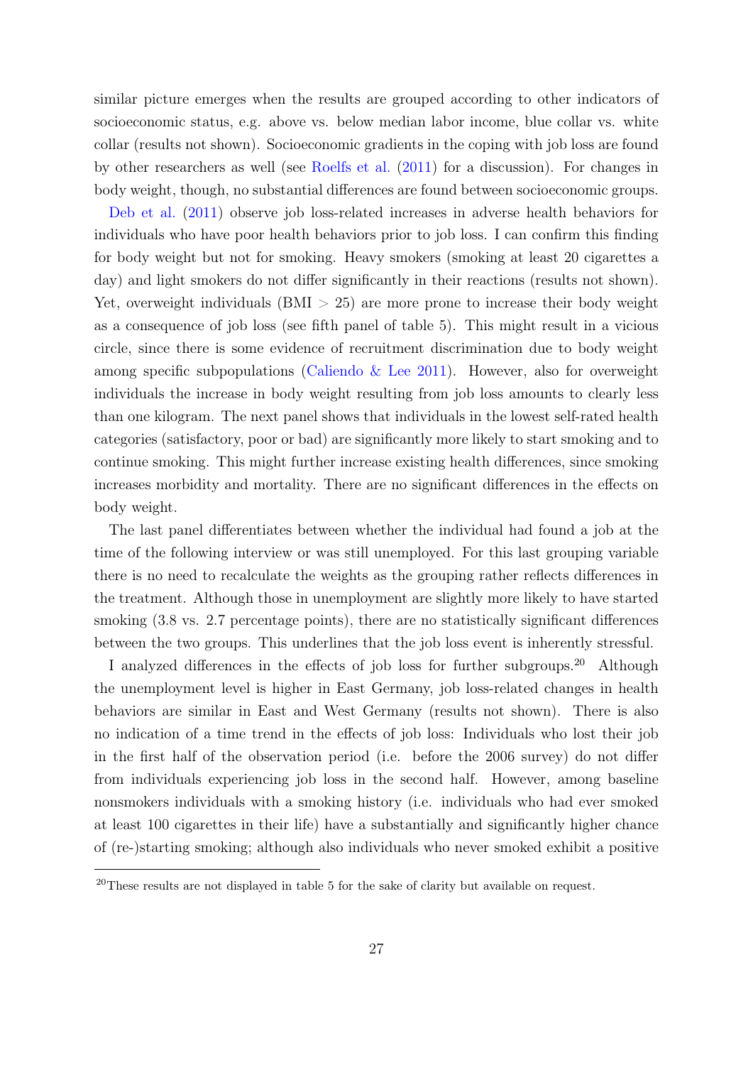similar picture emerges when the results are grouped according to other indicators of socioeconomic status, e.g. above vs. below median labor income, blue collar vs. white collar (results not shown). Socioeconomic gradients in the coping with job loss are found by other researchers as well (see Roelfs et al. (2011) for a discussion). For changes in body weight, though, no substantial differences are found between socioeconomic groups.

Deb et al. (2011) observe job loss-related increases in adverse health behaviors for individuals who have poor health behaviors prior to job loss. I can confirm this finding for body weight but not for smoking. Heavy smokers (smoking at least 20 cigarettes a day) and light smokers do not differ significantly in their reactions (results not shown). Yet, overweight individuals (BMI $>$ 25) are more prone to increase their body weight as a consequence of job loss (see fifth panel of table 5). This might result in a vicious circle, since there is some evidence of recruitment discrimination due to body weight among specific subpopulations (Caliendo & Lee 2011). However, also for overweight individuals the increase in body weight resulting from job loss amounts to clearly less than one kilogram. The next panel shows that individuals in the lowest self-rated health categories (satisfactory, poor or bad) are significantly more likely to start smoking and to continue smoking. This might further increase existing health differences, since smoking increases morbidity and mortality. There are no significant differences in the effects on body weight.

The last panel differentiates between whether the individual had found a job at the time of the following interview or was still unemployed. For this last grouping variable there is no need to recalculate the weights as the grouping rather reflects differences in the treatment. Although those in unemployment are slightly more likely to have started smoking (3.8 vs. 2.7 percentage points), there are no statistically significant differences between the two groups. This underlines that the job loss event is inherently stressful.

I analyzed differences in the effects of job loss for further subgroups.[20] Although the unemployment level is higher in East Germany, job loss-related changes in health behaviors are similar in East and West Germany (results not shown). There is also no indication of a time trend in the effects of job loss: Individuals who lost their job in the first half of the observation period (i.e. before the 2006 survey) do not differ from individuals experiencing job loss in the second half. However, among baseline nonsmokers individuals with a smoking history (i.e. individuals who had ever smoked at least 100 cigarettes in their life) have a substantially and significantly higher chance of (re-)starting smoking; although also individuals who never smoked exhibit a positive

[20] These results are not displayed in table 5 for the sake of clarity but available on request.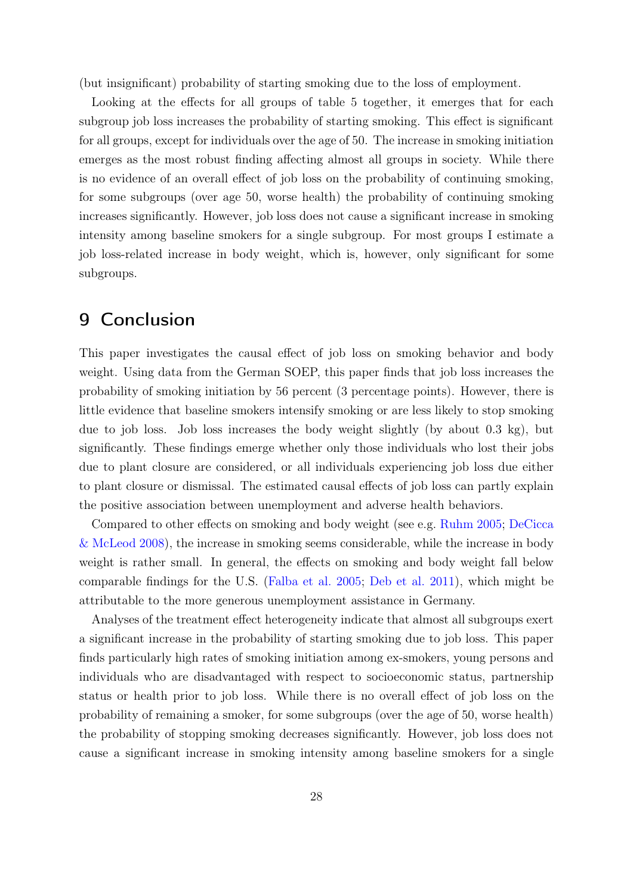(but insignificant) probability of starting smoking due to the loss of employment.

Looking at the effects for all groups of table 5 together, it emerges that for each subgroup job loss increases the probability of starting smoking. This effect is significant for all groups, except for individuals over the age of 50. The increase in smoking initiation emerges as the most robust finding affecting almost all groups in society. While there is no evidence of an overall effect of job loss on the probability of continuing smoking, for some subgroups (over age 50, worse health) the probability of continuing smoking increases significantly. However, job loss does not cause a significant increase in smoking intensity among baseline smokers for a single subgroup. For most groups I estimate a job loss-related increase in body weight, which is, however, only significant for some subgroups.

# 9 Conclusion

This paper investigates the causal effect of job loss on smoking behavior and body weight. Using data from the German SOEP, this paper finds that job loss increases the probability of smoking initiation by 56 percent (3 percentage points). However, there is little evidence that baseline smokers intensify smoking or are less likely to stop smoking due to job loss. Job loss increases the body weight slightly (by about 0.3 kg), but significantly. These findings emerge whether only those individuals who lost their jobs due to plant closure are considered, or all individuals experiencing job loss due either to plant closure or dismissal. The estimated causal effects of job loss can partly explain the positive association between unemployment and adverse health behaviors.

Compared to other effects on smoking and body weight (see e.g. Ruhm 2005; DeCicca & McLeod 2008), the increase in smoking seems considerable, while the increase in body weight is rather small. In general, the effects on smoking and body weight fall below comparable findings for the U.S. (Falba et al. 2005; Deb et al. 2011), which might be attributable to the more generous unemployment assistance in Germany.

Analyses of the treatment effect heterogeneity indicate that almost all subgroups exert a significant increase in the probability of starting smoking due to job loss. This paper finds particularly high rates of smoking initiation among ex-smokers, young persons and individuals who are disadvantaged with respect to socioeconomic status, partnership status or health prior to job loss. While there is no overall effect of job loss on the probability of remaining a smoker, for some subgroups (over the age of 50, worse health) the probability of stopping smoking decreases significantly. However, job loss does not cause a significant increase in smoking intensity among baseline smokers for a single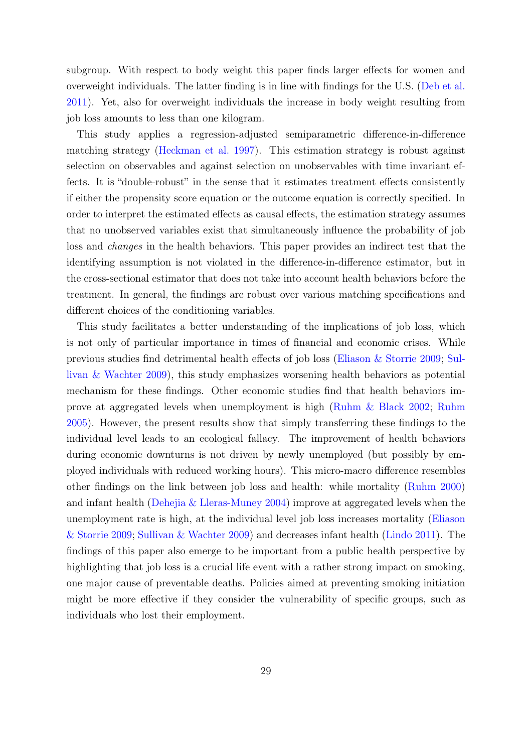subgroup. With respect to body weight this paper finds larger effects for women and overweight individuals. The latter finding is in line with findings for the U.S. (Deb et al. 2011). Yet, also for overweight individuals the increase in body weight resulting from job loss amounts to less than one kilogram.

This study applies a regression-adjusted semiparametric difference-in-difference matching strategy (Heckman et al. 1997). This estimation strategy is robust against selection on observables and against selection on unobservables with time invariant effects. It is "double-robust" in the sense that it estimates treatment effects consistently if either the propensity score equation or the outcome equation is correctly specified. In order to interpret the estimated effects as causal effects, the estimation strategy assumes that no unobserved variables exist that simultaneously influence the probability of job loss and *changes* in the health behaviors. This paper provides an indirect test that the identifying assumption is not violated in the difference-in-difference estimator, but in the cross-sectional estimator that does not take into account health behaviors before the treatment. In general, the findings are robust over various matching specifications and different choices of the conditioning variables.

This study facilitates a better understanding of the implications of job loss, which is not only of particular importance in times of financial and economic crises. While previous studies find detrimental health effects of job loss (Eliason & Storrie 2009; Sullivan & Wachter 2009), this study emphasizes worsening health behaviors as potential mechanism for these findings. Other economic studies find that health behaviors improve at aggregated levels when unemployment is high (Ruhm & Black 2002; Ruhm 2005). However, the present results show that simply transferring these findings to the individual level leads to an ecological fallacy. The improvement of health behaviors during economic downturns is not driven by newly unemployed (but possibly by employed individuals with reduced working hours). This micro-macro difference resembles other findings on the link between job loss and health: while mortality (Ruhm 2000) and infant health (Dehejia & Lleras-Muney 2004) improve at aggregated levels when the unemployment rate is high, at the individual level job loss increases mortality (Eliason & Storrie 2009; Sullivan & Wachter 2009) and decreases infant health (Lindo 2011). The findings of this paper also emerge to be important from a public health perspective by highlighting that job loss is a crucial life event with a rather strong impact on smoking, one major cause of preventable deaths. Policies aimed at preventing smoking initiation might be more effective if they consider the vulnerability of specific groups, such as individuals who lost their employment.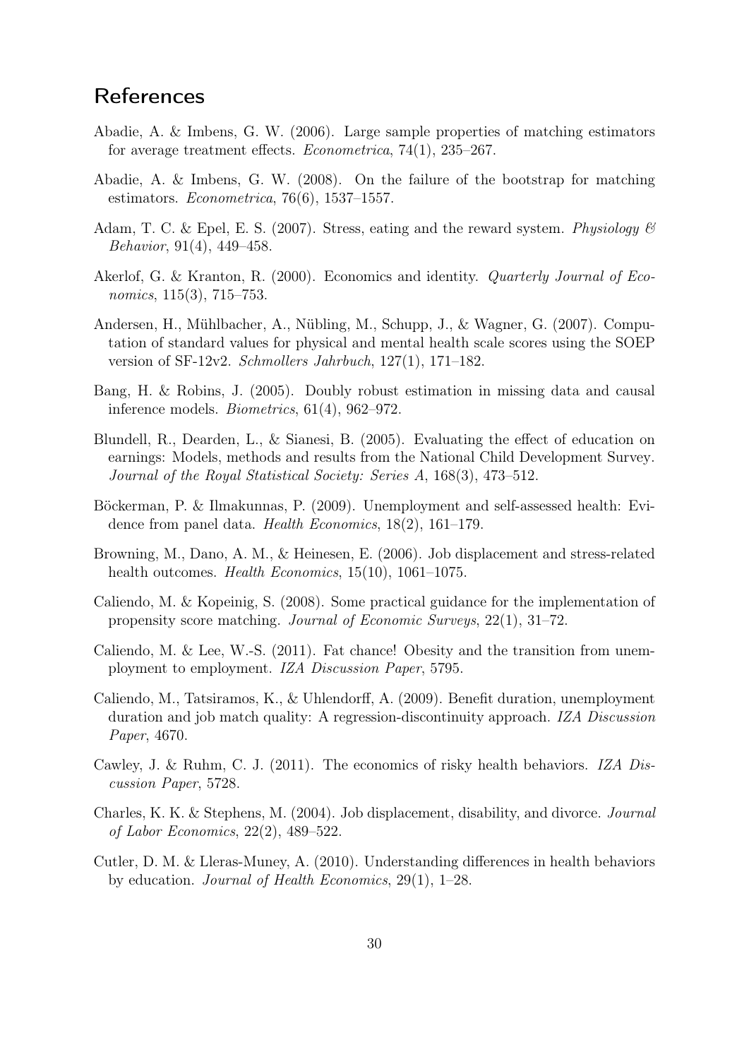## References

Abadie, A. & Imbens, G. W. (2006). Large sample properties of matching estimators for average treatment effects. *Econometrica*, 74(1), 235–267.

Abadie, A. & Imbens, G. W. (2008). On the failure of the bootstrap for matching estimators. *Econometrica*, 76(6), 1537–1557.

Adam, T. C. & Epel, E. S. (2007). Stress, eating and the reward system. *Physiology & Behavior*, 91(4), 449–458.

Akerlof, G. & Kranton, R. (2000). Economics and identity. *Quarterly Journal of Economics*, 115(3), 715–753.

Andersen, H., Mühlbacher, A., Nübling, M., Schupp, J., & Wagner, G. (2007). Computation of standard values for physical and mental health scale scores using the SOEP version of SF-12v2. *Schmollers Jahrbuch*, 127(1), 171–182.

Bang, H. & Robins, J. (2005). Doubly robust estimation in missing data and causal inference models. *Biometrics*, 61(4), 962–972.

Blundell, R., Dearden, L., & Sianesi, B. (2005). Evaluating the effect of education on earnings: Models, methods and results from the National Child Development Survey. *Journal of the Royal Statistical Society: Series A*, 168(3), 473–512.

Böckerman, P. & Ilmakunnas, P. (2009). Unemployment and self-assessed health: Evidence from panel data. *Health Economics*, 18(2), 161–179.

Browning, M., Dano, A. M., & Heinesen, E. (2006). Job displacement and stress-related health outcomes. *Health Economics*, 15(10), 1061–1075.

Caliendo, M. & Kopeinig, S. (2008). Some practical guidance for the implementation of propensity score matching. *Journal of Economic Surveys*, 22(1), 31–72.

Caliendo, M. & Lee, W.-S. (2011). Fat chance! Obesity and the transition from unemployment to employment. *IZA Discussion Paper*, 5795.

Caliendo, M., Tatsiramos, K., & Uhlendorff, A. (2009). Benefit duration, unemployment duration and job match quality: A regression-discontinuity approach. *IZA Discussion Paper*, 4670.

Cawley, J. & Ruhm, C. J. (2011). The economics of risky health behaviors. *IZA Discussion Paper*, 5728.

Charles, K. K. & Stephens, M. (2004). Job displacement, disability, and divorce. *Journal of Labor Economics*, 22(2), 489–522.

Cutler, D. M. & Lleras-Muney, A. (2010). Understanding differences in health behaviors by education. *Journal of Health Economics*, 29(1), 1–28.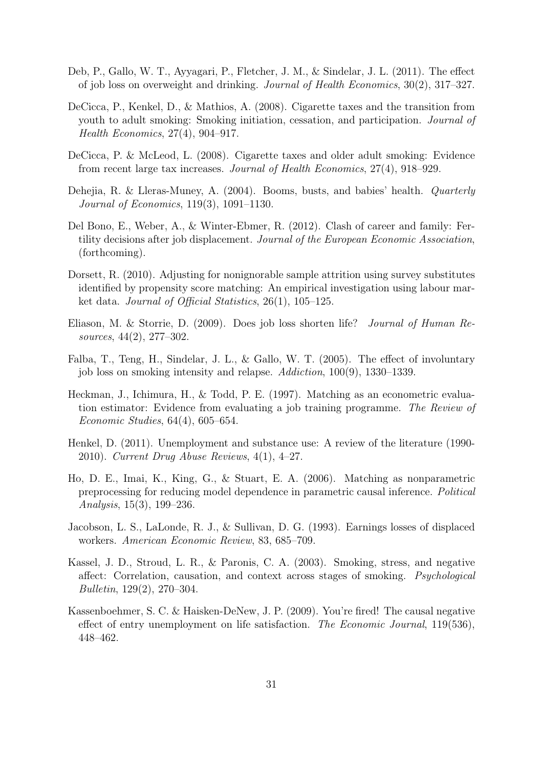Deb, P., Gallo, W. T., Ayyagari, P., Fletcher, J. M., & Sindelar, J. L. (2011). The effect of job loss on overweight and drinking. *Journal of Health Economics*, 30(2), 317–327.

DeCicca, P., Kenkel, D., & Mathios, A. (2008). Cigarette taxes and the transition from youth to adult smoking: Smoking initiation, cessation, and participation. *Journal of Health Economics*, 27(4), 904–917.

DeCicca, P. & McLeod, L. (2008). Cigarette taxes and older adult smoking: Evidence from recent large tax increases. *Journal of Health Economics*, 27(4), 918–929.

Dehejia, R. & Lleras-Muney, A. (2004). Booms, busts, and babies' health. *Quarterly Journal of Economics*, 119(3), 1091–1130.

Del Bono, E., Weber, A., & Winter-Ebmer, R. (2012). Clash of career and family: Fertility decisions after job displacement. *Journal of the European Economic Association*, (forthcoming).

Dorsett, R. (2010). Adjusting for nonignorable sample attrition using survey substitutes identified by propensity score matching: An empirical investigation using labour market data. *Journal of Official Statistics*, 26(1), 105–125.

Eliason, M. & Storrie, D. (2009). Does job loss shorten life? *Journal of Human Resources*, 44(2), 277–302.

Falba, T., Teng, H., Sindelar, J. L., & Gallo, W. T. (2005). The effect of involuntary job loss on smoking intensity and relapse. *Addiction*, 100(9), 1330–1339.

Heckman, J., Ichimura, H., & Todd, P. E. (1997). Matching as an econometric evaluation estimator: Evidence from evaluating a job training programme. *The Review of Economic Studies*, 64(4), 605–654.

Henkel, D. (2011). Unemployment and substance use: A review of the literature (1990-2010). *Current Drug Abuse Reviews*, 4(1), 4–27.

Ho, D. E., Imai, K., King, G., & Stuart, E. A. (2006). Matching as nonparametric preprocessing for reducing model dependence in parametric causal inference. *Political Analysis*, 15(3), 199–236.

Jacobson, L. S., LaLonde, R. J., & Sullivan, D. G. (1993). Earnings losses of displaced workers. *American Economic Review*, 83, 685–709.

Kassel, J. D., Stroud, L. R., & Paronis, C. A. (2003). Smoking, stress, and negative affect: Correlation, causation, and context across stages of smoking. *Psychological Bulletin*, 129(2), 270–304.

Kassenboehmer, S. C. & Haisken-DeNew, J. P. (2009). You're fired! The causal negative effect of entry unemployment on life satisfaction. *The Economic Journal*, 119(536), 448–462.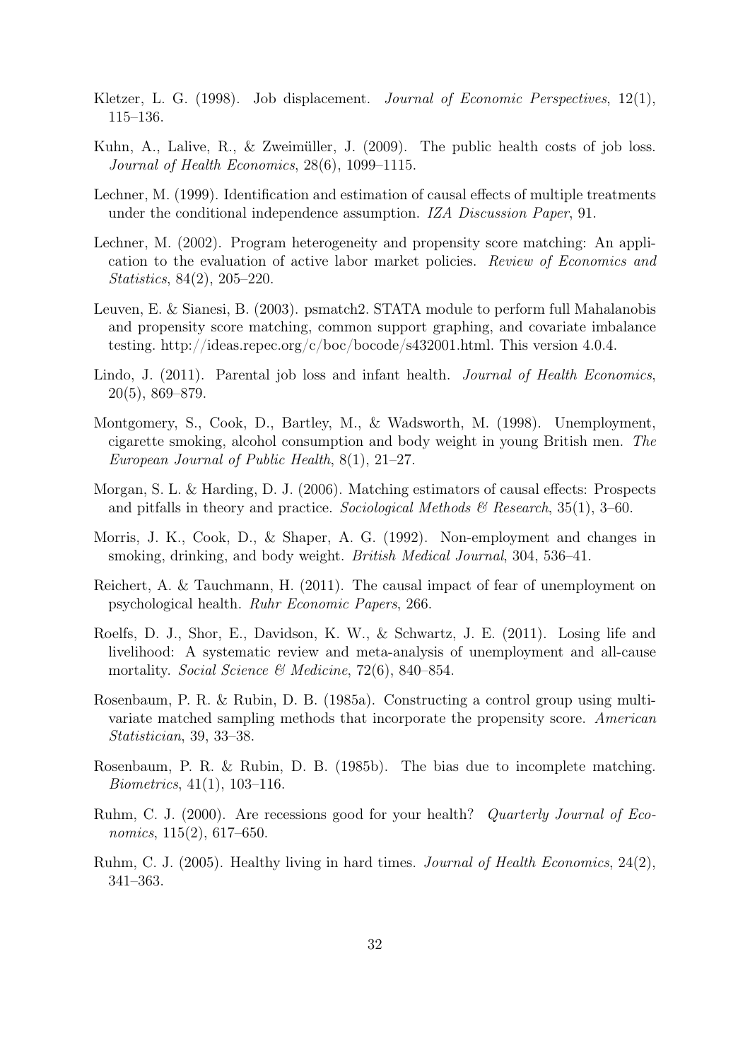Kletzer, L. G. (1998). Job displacement. *Journal of Economic Perspectives*, 12(1), 115–136.

Kuhn, A., Lalive, R., & Zweimüller, J. (2009). The public health costs of job loss. *Journal of Health Economics*, 28(6), 1099–1115.

Lechner, M. (1999). Identification and estimation of causal effects of multiple treatments under the conditional independence assumption. *IZA Discussion Paper*, 91.

Lechner, M. (2002). Program heterogeneity and propensity score matching: An application to the evaluation of active labor market policies. *Review of Economics and Statistics*, 84(2), 205–220.

Leuven, E. & Sianesi, B. (2003). psmatch2. STATA module to perform full Mahalanobis and propensity score matching, common support graphing, and covariate imbalance testing. http://ideas.repec.org/c/boc/bocode/s432001.html. This version 4.0.4.

Lindo, J. (2011). Parental job loss and infant health. *Journal of Health Economics*, 20(5), 869–879.

Montgomery, S., Cook, D., Bartley, M., & Wadsworth, M. (1998). Unemployment, cigarette smoking, alcohol consumption and body weight in young British men. *The European Journal of Public Health*, 8(1), 21–27.

Morgan, S. L. & Harding, D. J. (2006). Matching estimators of causal effects: Prospects and pitfalls in theory and practice. *Sociological Methods & Research*, 35(1), 3–60.

Morris, J. K., Cook, D., & Shaper, A. G. (1992). Non-employment and changes in smoking, drinking, and body weight. *British Medical Journal*, 304, 536–41.

Reichert, A. & Tauchmann, H. (2011). The causal impact of fear of unemployment on psychological health. *Ruhr Economic Papers*, 266.

Roelfs, D. J., Shor, E., Davidson, K. W., & Schwartz, J. E. (2011). Losing life and livelihood: A systematic review and meta-analysis of unemployment and all-cause mortality. *Social Science & Medicine*, 72(6), 840–854.

Rosenbaum, P. R. & Rubin, D. B. (1985a). Constructing a control group using multivariate matched sampling methods that incorporate the propensity score. *American Statistician*, 39, 33–38.

Rosenbaum, P. R. & Rubin, D. B. (1985b). The bias due to incomplete matching. *Biometrics*, 41(1), 103–116.

Ruhm, C. J. (2000). Are recessions good for your health? *Quarterly Journal of Economics*, 115(2), 617–650.

Ruhm, C. J. (2005). Healthy living in hard times. *Journal of Health Economics*, 24(2), 341–363.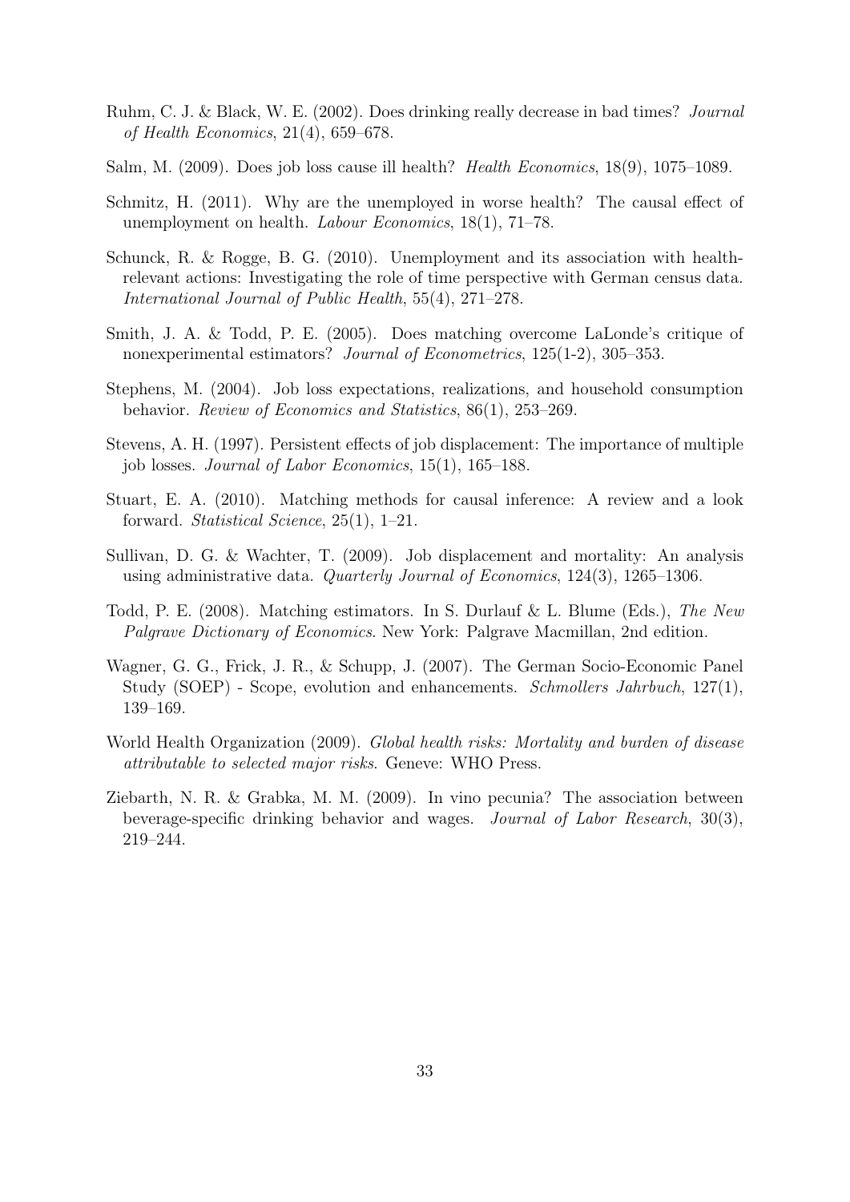Ruhm, C. J. & Black, W. E. (2002). Does drinking really decrease in bad times? *Journal of Health Economics*, 21(4), 659–678.

Salm, M. (2009). Does job loss cause ill health? *Health Economics*, 18(9), 1075–1089.

Schmitz, H. (2011). Why are the unemployed in worse health? The causal effect of unemployment on health. *Labour Economics*, 18(1), 71–78.

Schunck, R. & Rogge, B. G. (2010). Unemployment and its association with health-relevant actions: Investigating the role of time perspective with German census data. *International Journal of Public Health*, 55(4), 271–278.

Smith, J. A. & Todd, P. E. (2005). Does matching overcome LaLonde's critique of nonexperimental estimators? *Journal of Econometrics*, 125(1-2), 305–353.

Stephens, M. (2004). Job loss expectations, realizations, and household consumption behavior. *Review of Economics and Statistics*, 86(1), 253–269.

Stevens, A. H. (1997). Persistent effects of job displacement: The importance of multiple job losses. *Journal of Labor Economics*, 15(1), 165–188.

Stuart, E. A. (2010). Matching methods for causal inference: A review and a look forward. *Statistical Science*, 25(1), 1–21.

Sullivan, D. G. & Wachter, T. (2009). Job displacement and mortality: An analysis using administrative data. *Quarterly Journal of Economics*, 124(3), 1265–1306.

Todd, P. E. (2008). Matching estimators. In S. Durlauf & L. Blume (Eds.), *The New Palgrave Dictionary of Economics*. New York: Palgrave Macmillan, 2nd edition.

Wagner, G. G., Frick, J. R., & Schupp, J. (2007). The German Socio-Economic Panel Study (SOEP) - Scope, evolution and enhancements. *Schmollers Jahrbuch*, 127(1), 139–169.

World Health Organization (2009). *Global health risks: Mortality and burden of disease attributable to selected major risks*. Geneve: WHO Press.

Ziebarth, N. R. & Grabka, M. M. (2009). In vino pecunia? The association between beverage-specific drinking behavior and wages. *Journal of Labor Research*, 30(3), 219–244.